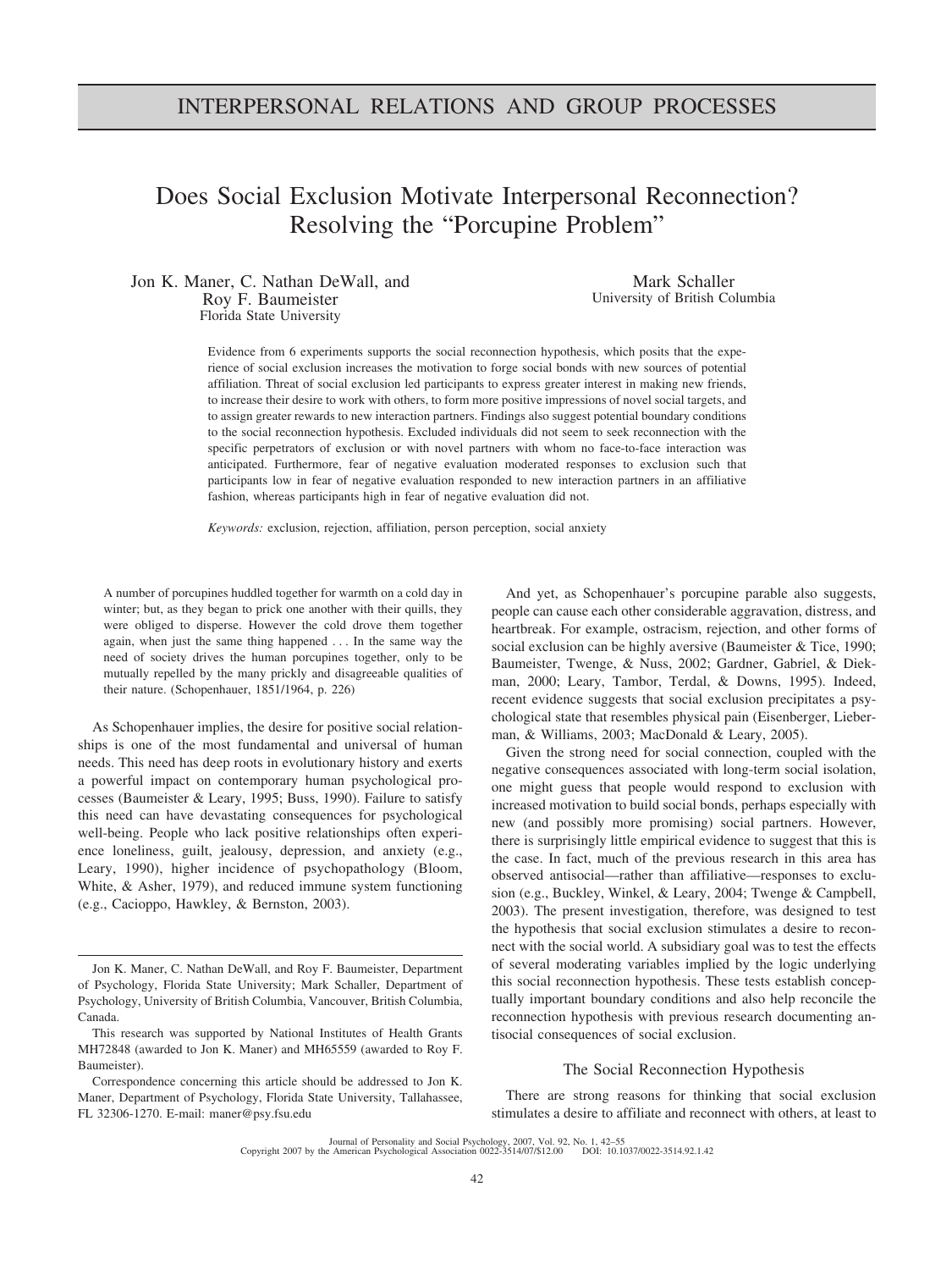INTERPERSONAL RELATIONS AND GROUP PROCESSES

# Does Social Exclusion Motivate Interpersonal Reconnection? Resolving the "Porcupine Problem"

Jon K. Maner, C. Nathan DeWall, and Roy F. Baumeister
Florida State University

Mark Schaller
University of British Columbia

Evidence from 6 experiments supports the social reconnection hypothesis, which posits that the experience of social exclusion increases the motivation to forge social bonds with new sources of potential affiliation. Threat of social exclusion led participants to express greater interest in making new friends, to increase their desire to work with others, to form more positive impressions of novel social targets, and to assign greater rewards to new interaction partners. Findings also suggest potential boundary conditions to the social reconnection hypothesis. Excluded individuals did not seem to seek reconnection with the specific perpetrators of exclusion or with novel partners with whom no face-to-face interaction was anticipated. Furthermore, fear of negative evaluation moderated responses to exclusion such that participants low in fear of negative evaluation responded to new interaction partners in an affiliative fashion, whereas participants high in fear of negative evaluation did not.

*Keywords:* exclusion, rejection, affiliation, person perception, social anxiety

> A number of porcupines huddled together for warmth on a cold day in winter; but, as they began to prick one another with their quills, they were obliged to disperse. However the cold drove them together again, when just the same thing happened . . . In the same way the need of society drives the human porcupines together, only to be mutually repelled by the many prickly and disagreeable qualities of their nature. (Schopenhauer, 1851/1964, p. 226)

As Schopenhauer implies, the desire for positive social relationships is one of the most fundamental and universal of human needs. This need has deep roots in evolutionary history and exerts a powerful impact on contemporary human psychological processes (Baumeister & Leary, 1995; Buss, 1990). Failure to satisfy this need can have devastating consequences for psychological well-being. People who lack positive relationships often experience loneliness, guilt, jealousy, depression, and anxiety (e.g., Leary, 1990), higher incidence of psychopathology (Bloom, White, & Asher, 1979), and reduced immune system functioning (e.g., Cacioppo, Hawkley, & Bernston, 2003).

And yet, as Schopenhauer's porcupine parable also suggests, people can cause each other considerable aggravation, distress, and heartbreak. For example, ostracism, rejection, and other forms of social exclusion can be highly aversive (Baumeister & Tice, 1990; Baumeister, Twenge, & Nuss, 2002; Gardner, Gabriel, & Diekman, 2000; Leary, Tambor, Terdal, & Downs, 1995). Indeed, recent evidence suggests that social exclusion precipitates a psychological state that resembles physical pain (Eisenberger, Lieberman, & Williams, 2003; MacDonald & Leary, 2005).

Given the strong need for social connection, coupled with the negative consequences associated with long-term social isolation, one might guess that people would respond to exclusion with increased motivation to build social bonds, perhaps especially with new (and possibly more promising) social partners. However, there is surprisingly little empirical evidence to suggest that this is the case. In fact, much of the previous research in this area has observed antisocial—rather than affiliative—responses to exclusion (e.g., Buckley, Winkel, & Leary, 2004; Twenge & Campbell, 2003). The present investigation, therefore, was designed to test the hypothesis that social exclusion stimulates a desire to reconnect with the social world. A subsidiary goal was to test the effects of several moderating variables implied by the logic underlying this social reconnection hypothesis. These tests establish conceptually important boundary conditions and also help reconcile the reconnection hypothesis with previous research documenting antisocial consequences of social exclusion.

## The Social Reconnection Hypothesis

There are strong reasons for thinking that social exclusion stimulates a desire to affiliate and reconnect with others, at least to

---

Jon K. Maner, C. Nathan DeWall, and Roy F. Baumeister, Department of Psychology, Florida State University; Mark Schaller, Department of Psychology, University of British Columbia, Vancouver, British Columbia, Canada.

This research was supported by National Institutes of Health Grants MH72848 (awarded to Jon K. Maner) and MH65559 (awarded to Roy F. Baumeister).

Correspondence concerning this article should be addressed to Jon K. Maner, Department of Psychology, Florida State University, Tallahassee, FL 32306-1270. E-mail: maner@psy.fsu.edu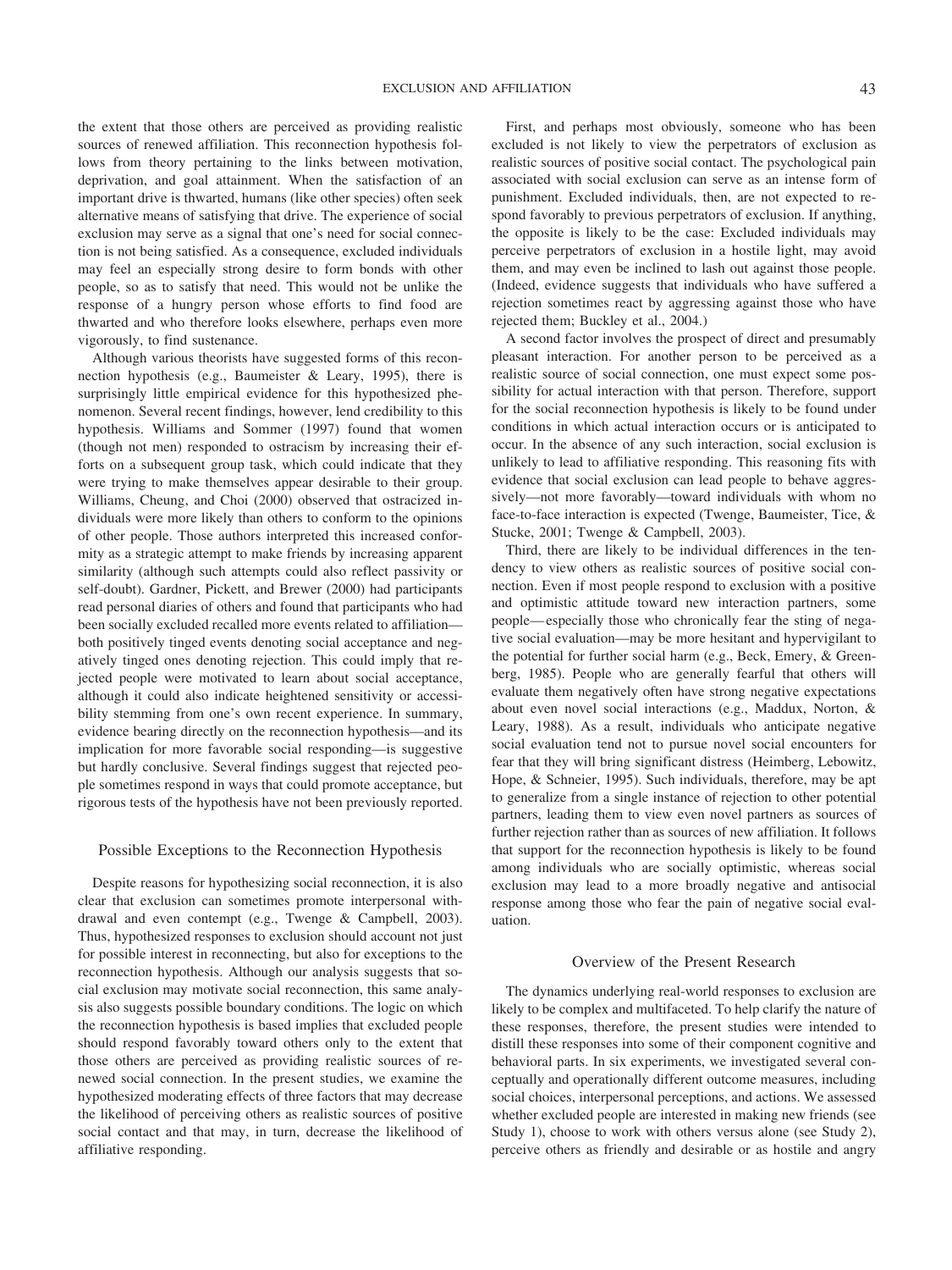the extent that those others are perceived as providing realistic sources of renewed affiliation. This reconnection hypothesis follows from theory pertaining to the links between motivation, deprivation, and goal attainment. When the satisfaction of an important drive is thwarted, humans (like other species) often seek alternative means of satisfying that drive. The experience of social exclusion may serve as a signal that one's need for social connection is not being satisfied. As a consequence, excluded individuals may feel an especially strong desire to form bonds with other people, so as to satisfy that need. This would not be unlike the response of a hungry person whose efforts to find food are thwarted and who therefore looks elsewhere, perhaps even more vigorously, to find sustenance.

Although various theorists have suggested forms of this reconnection hypothesis (e.g., Baumeister & Leary, 1995), there is surprisingly little empirical evidence for this hypothesized phenomenon. Several recent findings, however, lend credibility to this hypothesis. Williams and Sommer (1997) found that women (though not men) responded to ostracism by increasing their efforts on a subsequent group task, which could indicate that they were trying to make themselves appear desirable to their group. Williams, Cheung, and Choi (2000) observed that ostracized individuals were more likely than others to conform to the opinions of other people. Those authors interpreted this increased conformity as a strategic attempt to make friends by increasing apparent similarity (although such attempts could also reflect passivity or self-doubt). Gardner, Pickett, and Brewer (2000) had participants read personal diaries of others and found that participants who had been socially excluded recalled more events related to affiliation—both positively tinged events denoting social acceptance and negatively tinged ones denoting rejection. This could imply that rejected people were motivated to learn about social acceptance, although it could also indicate heightened sensitivity or accessibility stemming from one's own recent experience. In summary, evidence bearing directly on the reconnection hypothesis—and its implication for more favorable social responding—is suggestive but hardly conclusive. Several findings suggest that rejected people sometimes respond in ways that could promote acceptance, but rigorous tests of the hypothesis have not been previously reported.

## Possible Exceptions to the Reconnection Hypothesis

Despite reasons for hypothesizing social reconnection, it is also clear that exclusion can sometimes promote interpersonal withdrawal and even contempt (e.g., Twenge & Campbell, 2003). Thus, hypothesized responses to exclusion should account not just for possible interest in reconnecting, but also for exceptions to the reconnection hypothesis. Although our analysis suggests that social exclusion may motivate social reconnection, this same analysis also suggests possible boundary conditions. The logic on which the reconnection hypothesis is based implies that excluded people should respond favorably toward others only to the extent that those others are perceived as providing realistic sources of renewed social connection. In the present studies, we examine the hypothesized moderating effects of three factors that may decrease the likelihood of perceiving others as realistic sources of positive social contact and that may, in turn, decrease the likelihood of affiliative responding.

First, and perhaps most obviously, someone who has been excluded is not likely to view the perpetrators of exclusion as realistic sources of positive social contact. The psychological pain associated with social exclusion can serve as an intense form of punishment. Excluded individuals, then, are not expected to respond favorably to previous perpetrators of exclusion. If anything, the opposite is likely to be the case: Excluded individuals may perceive perpetrators of exclusion in a hostile light, may avoid them, and may even be inclined to lash out against those people. (Indeed, evidence suggests that individuals who have suffered a rejection sometimes react by aggressing against those who have rejected them; Buckley et al., 2004.)

A second factor involves the prospect of direct and presumably pleasant interaction. For another person to be perceived as a realistic source of social connection, one must expect some possibility for actual interaction with that person. Therefore, support for the social reconnection hypothesis is likely to be found under conditions in which actual interaction occurs or is anticipated to occur. In the absence of any such interaction, social exclusion is unlikely to lead to affiliative responding. This reasoning fits with evidence that social exclusion can lead people to behave aggressively—not more favorably—toward individuals with whom no face-to-face interaction is expected (Twenge, Baumeister, Tice, & Stucke, 2001; Twenge & Campbell, 2003).

Third, there are likely to be individual differences in the tendency to view others as realistic sources of positive social connection. Even if most people respond to exclusion with a positive and optimistic attitude toward new interaction partners, some people—especially those who chronically fear the sting of negative social evaluation—may be more hesitant and hypervigilant to the potential for further social harm (e.g., Beck, Emery, & Greenberg, 1985). People who are generally fearful that others will evaluate them negatively often have strong negative expectations about even novel social interactions (e.g., Maddux, Norton, & Leary, 1988). As a result, individuals who anticipate negative social evaluation tend not to pursue novel social encounters for fear that they will bring significant distress (Heimberg, Lebowitz, Hope, & Schneier, 1995). Such individuals, therefore, may be apt to generalize from a single instance of rejection to other potential partners, leading them to view even novel partners as sources of further rejection rather than as sources of new affiliation. It follows that support for the reconnection hypothesis is likely to be found among individuals who are socially optimistic, whereas social exclusion may lead to a more broadly negative and antisocial response among those who fear the pain of negative social evaluation.

## Overview of the Present Research

The dynamics underlying real-world responses to exclusion are likely to be complex and multifaceted. To help clarify the nature of these responses, therefore, the present studies were intended to distill these responses into some of their component cognitive and behavioral parts. In six experiments, we investigated several conceptually and operationally different outcome measures, including social choices, interpersonal perceptions, and actions. We assessed whether excluded people are interested in making new friends (see Study 1), choose to work with others versus alone (see Study 2), perceive others as friendly and desirable or as hostile and angry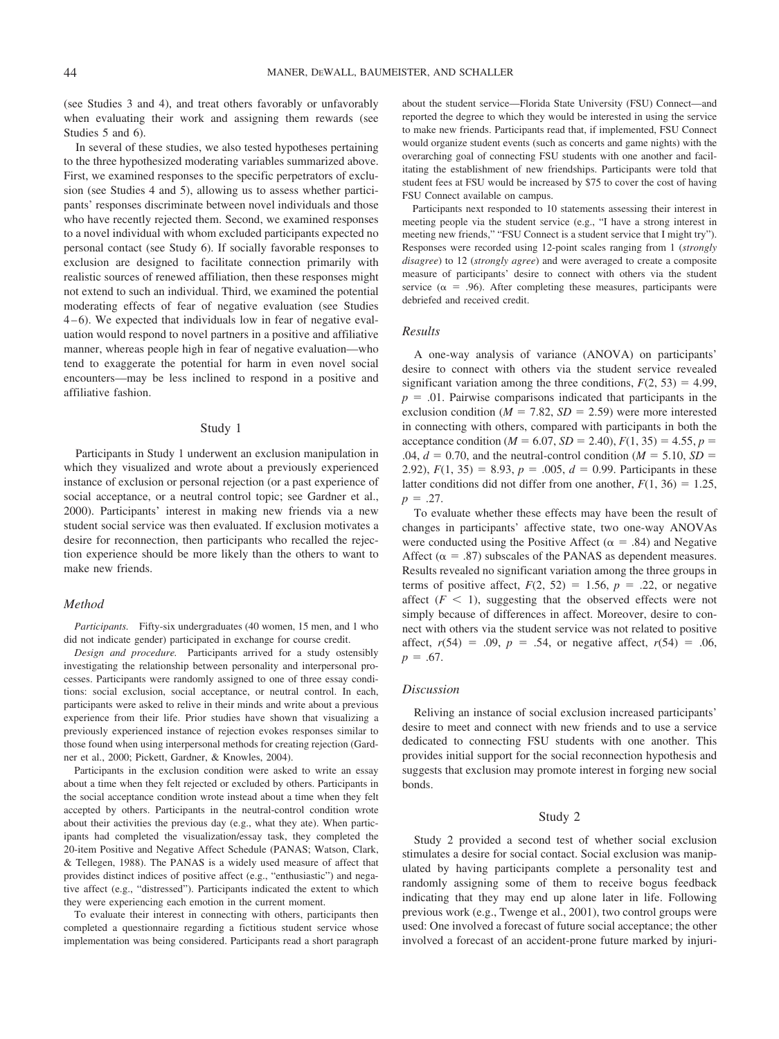(see Studies 3 and 4), and treat others favorably or unfavorably when evaluating their work and assigning them rewards (see Studies 5 and 6).

In several of these studies, we also tested hypotheses pertaining to the three hypothesized moderating variables summarized above. First, we examined responses to the specific perpetrators of exclusion (see Studies 4 and 5), allowing us to assess whether participants' responses discriminate between novel individuals and those who have recently rejected them. Second, we examined responses to a novel individual with whom excluded participants expected no personal contact (see Study 6). If socially favorable responses to exclusion are designed to facilitate connection primarily with realistic sources of renewed affiliation, then these responses might not extend to such an individual. Third, we examined the potential moderating effects of fear of negative evaluation (see Studies 4–6). We expected that individuals low in fear of negative evaluation would respond to novel partners in a positive and affiliative manner, whereas people high in fear of negative evaluation—who tend to exaggerate the potential for harm in even novel social encounters—may be less inclined to respond in a positive and affiliative fashion.

## Study 1

Participants in Study 1 underwent an exclusion manipulation in which they visualized and wrote about a previously experienced instance of exclusion or personal rejection (or a past experience of social acceptance, or a neutral control topic; see Gardner et al., 2000). Participants' interest in making new friends via a new student social service was then evaluated. If exclusion motivates a desire for reconnection, then participants who recalled the rejection experience should be more likely than the others to want to make new friends.

### Method

*Participants.* Fifty-six undergraduates (40 women, 15 men, and 1 who did not indicate gender) participated in exchange for course credit.

*Design and procedure.* Participants arrived for a study ostensibly investigating the relationship between personality and interpersonal processes. Participants were randomly assigned to one of three essay conditions: social exclusion, social acceptance, or neutral control. In each, participants were asked to relive in their minds and write about a previous experience from their life. Prior studies have shown that visualizing a previously experienced instance of rejection evokes responses similar to those found when using interpersonal methods for creating rejection (Gardner et al., 2000; Pickett, Gardner, & Knowles, 2004).

Participants in the exclusion condition were asked to write an essay about a time when they felt rejected or excluded by others. Participants in the social acceptance condition wrote instead about a time when they felt accepted by others. Participants in the neutral-control condition wrote about their activities the previous day (e.g., what they ate). When participants had completed the visualization/essay task, they completed the 20-item Positive and Negative Affect Schedule (PANAS; Watson, Clark, & Tellegen, 1988). The PANAS is a widely used measure of affect that provides distinct indices of positive affect (e.g., "enthusiastic") and negative affect (e.g., "distressed"). Participants indicated the extent to which they were experiencing each emotion in the current moment.

To evaluate their interest in connecting with others, participants then completed a questionnaire regarding a fictitious student service whose implementation was being considered. Participants read a short paragraph about the student service—Florida State University (FSU) Connect—and reported the degree to which they would be interested in using the service to make new friends. Participants read that, if implemented, FSU Connect would organize student events (such as concerts and game nights) with the overarching goal of connecting FSU students with one another and facilitating the establishment of new friendships. Participants were told that student fees at FSU would be increased by $75 to cover the cost of having FSU Connect available on campus.

Participants next responded to 10 statements assessing their interest in meeting people via the student service (e.g., "I have a strong interest in meeting new friends," "FSU Connect is a student service that I might try"). Responses were recorded using 12-point scales ranging from 1 (*strongly disagree*) to 12 (*strongly agree*) and were averaged to create a composite measure of participants' desire to connect with others via the student service ($\alpha = .96$). After completing these measures, participants were debriefed and received credit.

### Results

A one-way analysis of variance (ANOVA) on participants' desire to connect with others via the student service revealed significant variation among the three conditions, $F(2, 53) = 4.99$, $p = .01$. Pairwise comparisons indicated that participants in the exclusion condition ($M = 7.82$, $SD = 2.59$) were more interested in connecting with others, compared with participants in both the acceptance condition ($M = 6.07$, $SD = 2.40$), $F(1, 35) = 4.55$, $p = .04$, $d = 0.70$, and the neutral-control condition ($M = 5.10$, $SD = 2.92$), $F(1, 35) = 8.93$, $p = .005$, $d = 0.99$. Participants in these latter conditions did not differ from one another, $F(1, 36) = 1.25$, $p = .27$.

To evaluate whether these effects may have been the result of changes in participants' affective state, two one-way ANOVAs were conducted using the Positive Affect ($\alpha = .84$) and Negative Affect ($\alpha = .87$) subscales of the PANAS as dependent measures. Results revealed no significant variation among the three groups in terms of positive affect, $F(2, 52) = 1.56$, $p = .22$, or negative affect ($F < 1$), suggesting that the observed effects were not simply because of differences in affect. Moreover, desire to connect with others via the student service was not related to positive affect, $r(54) = .09$, $p = .54$, or negative affect, $r(54) = .06$, $p = .67$.

### Discussion

Reliving an instance of social exclusion increased participants' desire to meet and connect with new friends and to use a service dedicated to connecting FSU students with one another. This provides initial support for the social reconnection hypothesis and suggests that exclusion may promote interest in forging new social bonds.

## Study 2

Study 2 provided a second test of whether social exclusion stimulates a desire for social contact. Social exclusion was manipulated by having participants complete a personality test and randomly assigning some of them to receive bogus feedback indicating that they may end up alone later in life. Following previous work (e.g., Twenge et al., 2001), two control groups were used: One involved a forecast of future social acceptance; the other involved a forecast of an accident-prone future marked by injuri-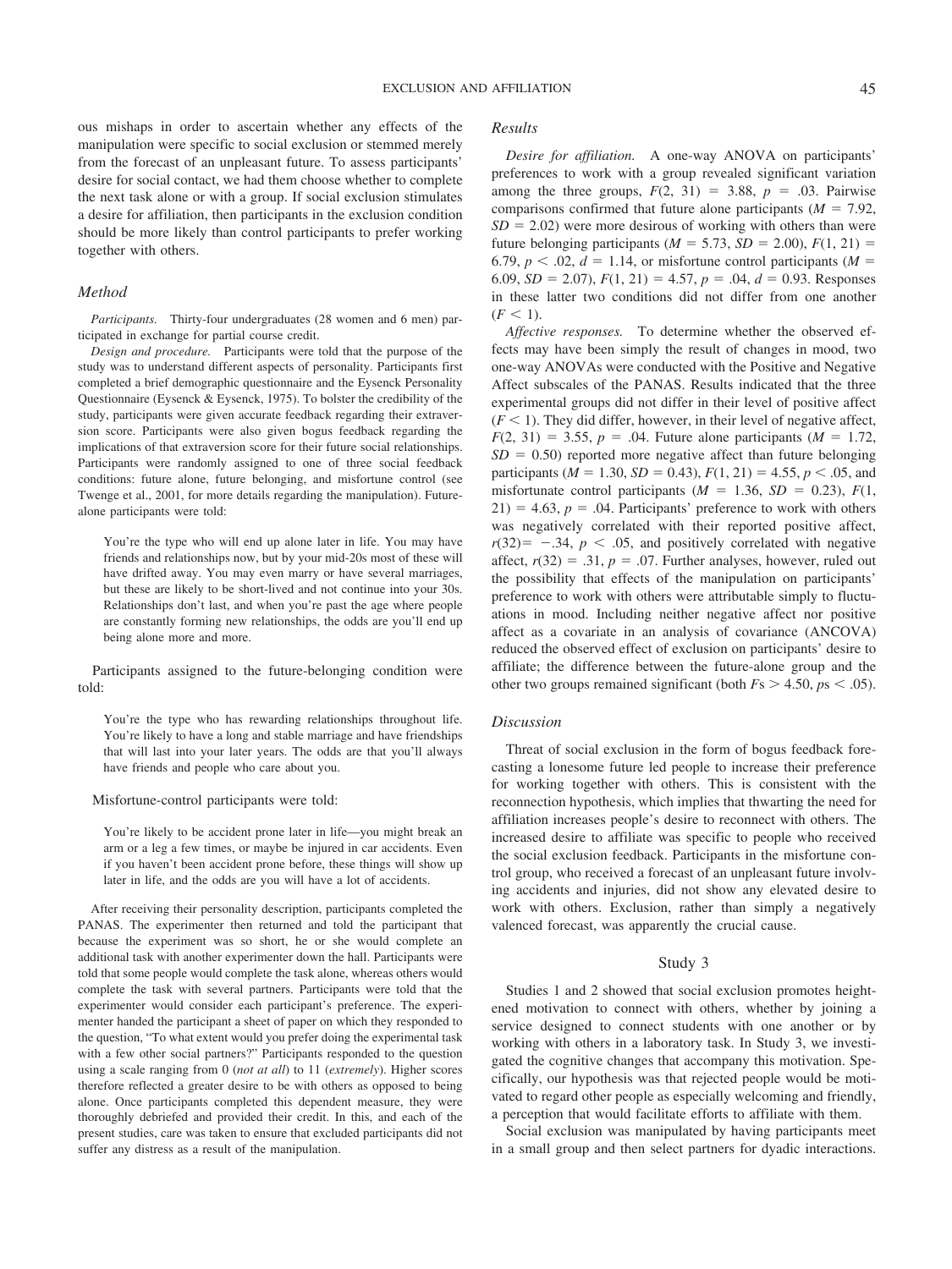ous mishaps in order to ascertain whether any effects of the manipulation were specific to social exclusion or stemmed merely from the forecast of an unpleasant future. To assess participants' desire for social contact, we had them choose whether to complete the next task alone or with a group. If social exclusion stimulates a desire for affiliation, then participants in the exclusion condition should be more likely than control participants to prefer working together with others.

### Method

*Participants.* Thirty-four undergraduates (28 women and 6 men) participated in exchange for partial course credit.

*Design and procedure.* Participants were told that the purpose of the study was to understand different aspects of personality. Participants first completed a brief demographic questionnaire and the Eysenck Personality Questionnaire (Eysenck & Eysenck, 1975). To bolster the credibility of the study, participants were given accurate feedback regarding their extraversion score. Participants were also given bogus feedback regarding the implications of that extraversion score for their future social relationships. Participants were randomly assigned to one of three social feedback conditions: future alone, future belonging, and misfortune control (see Twenge et al., 2001, for more details regarding the manipulation). Future-alone participants were told:

> You're the type who will end up alone later in life. You may have friends and relationships now, but by your mid-20s most of these will have drifted away. You may even marry or have several marriages, but these are likely to be short-lived and not continue into your 30s. Relationships don't last, and when you're past the age where people are constantly forming new relationships, the odds are you'll end up being alone more and more.

Participants assigned to the future-belonging condition were told:

> You're the type who has rewarding relationships throughout life. You're likely to have a long and stable marriage and have friendships that will last into your later years. The odds are that you'll always have friends and people who care about you.

Misfortune-control participants were told:

> You're likely to be accident prone later in life—you might break an arm or a leg a few times, or maybe be injured in car accidents. Even if you haven't been accident prone before, these things will show up later in life, and the odds are you will have a lot of accidents.

After receiving their personality description, participants completed the PANAS. The experimenter then returned and told the participant that because the experiment was so short, he or she would complete an additional task with another experimenter down the hall. Participants were told that some people would complete the task alone, whereas others would complete the task with several partners. Participants were told that the experimenter would consider each participant's preference. The experimenter handed the participant a sheet of paper on which they responded to the question, "To what extent would you prefer doing the experimental task with a few other social partners?" Participants responded to the question using a scale ranging from 0 (*not at all*) to 11 (*extremely*). Higher scores therefore reflected a greater desire to be with others as opposed to being alone. Once participants completed this dependent measure, they were thoroughly debriefed and provided their credit. In this, and each of the present studies, care was taken to ensure that excluded participants did not suffer any distress as a result of the manipulation.

### Results

*Desire for affiliation.* A one-way ANOVA on participants' preferences to work with a group revealed significant variation among the three groups, $F(2, 31) = 3.88$, $p = .03$. Pairwise comparisons confirmed that future alone participants ($M = 7.92$, $SD = 2.02$) were more desirous of working with others than were future belonging participants ($M = 5.73$, $SD = 2.00$), $F(1, 21) = 6.79$, $p < .02$, $d = 1.14$, or misfortune control participants ($M = 6.09$, $SD = 2.07$), $F(1, 21) = 4.57$, $p = .04$, $d = 0.93$. Responses in these latter two conditions did not differ from one another ($F < 1$).

*Affective responses.* To determine whether the observed effects may have been simply the result of changes in mood, two one-way ANOVAs were conducted with the Positive and Negative Affect subscales of the PANAS. Results indicated that the three experimental groups did not differ in their level of positive affect ($F < 1$). They did differ, however, in their level of negative affect, $F(2, 31) = 3.55$, $p = .04$. Future alone participants ($M = 1.72$, $SD = 0.50$) reported more negative affect than future belonging participants ($M = 1.30$, $SD = 0.43$), $F(1, 21) = 4.55$, $p < .05$, and misfortunate control participants ($M = 1.36$, $SD = 0.23$), $F(1, 21) = 4.63$, $p = .04$. Participants' preference to work with others was negatively correlated with their reported positive affect, $r(32) = -.34$, $p < .05$, and positively correlated with negative affect, $r(32) = .31$, $p = .07$. Further analyses, however, ruled out the possibility that effects of the manipulation on participants' preference to work with others were attributable simply to fluctuations in mood. Including neither negative affect nor positive affect as a covariate in an analysis of covariance (ANCOVA) reduced the observed effect of exclusion on participants' desire to affiliate; the difference between the future-alone group and the other two groups remained significant (both $F$s $> 4.50$, $p$s $< .05$).

### Discussion

Threat of social exclusion in the form of bogus feedback forecasting a lonesome future led people to increase their preference for working together with others. This is consistent with the reconnection hypothesis, which implies that thwarting the need for affiliation increases people's desire to reconnect with others. The increased desire to affiliate was specific to people who received the social exclusion feedback. Participants in the misfortune control group, who received a forecast of an unpleasant future involving accidents and injuries, did not show any elevated desire to work with others. Exclusion, rather than simply a negatively valenced forecast, was apparently the crucial cause.

## Study 3

Studies 1 and 2 showed that social exclusion promotes heightened motivation to connect with others, whether by joining a service designed to connect students with one another or by working with others in a laboratory task. In Study 3, we investigated the cognitive changes that accompany this motivation. Specifically, our hypothesis was that rejected people would be motivated to regard other people as especially welcoming and friendly, a perception that would facilitate efforts to affiliate with them.

Social exclusion was manipulated by having participants meet in a small group and then select partners for dyadic interactions.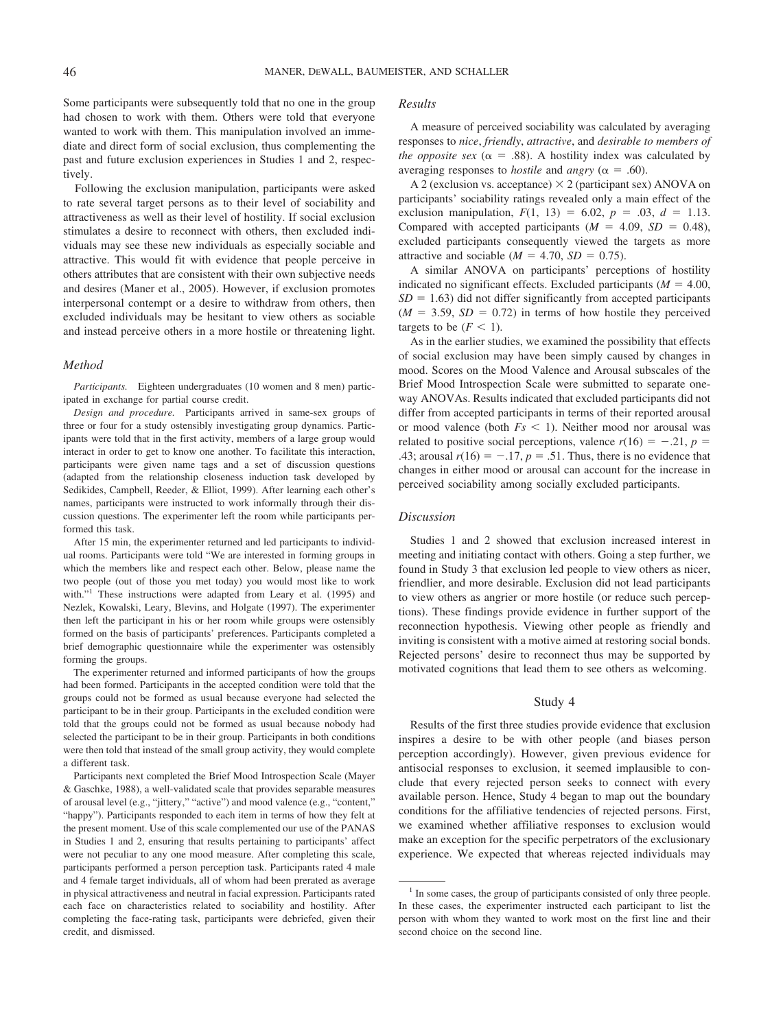Some participants were subsequently told that no one in the group had chosen to work with them. Others were told that everyone wanted to work with them. This manipulation involved an immediate and direct form of social exclusion, thus complementing the past and future exclusion experiences in Studies 1 and 2, respectively.

Following the exclusion manipulation, participants were asked to rate several target persons as to their level of sociability and attractiveness as well as their level of hostility. If social exclusion stimulates a desire to reconnect with others, then excluded individuals may see these new individuals as especially sociable and attractive. This would fit with evidence that people perceive in others attributes that are consistent with their own subjective needs and desires (Maner et al., 2005). However, if exclusion promotes interpersonal contempt or a desire to withdraw from others, then excluded individuals may be hesitant to view others as sociable and instead perceive others in a more hostile or threatening light.

### Method

*Participants.* Eighteen undergraduates (10 women and 8 men) participated in exchange for partial course credit.

*Design and procedure.* Participants arrived in same-sex groups of three or four for a study ostensibly investigating group dynamics. Participants were told that in the first activity, members of a large group would interact in order to get to know one another. To facilitate this interaction, participants were given name tags and a set of discussion questions (adapted from the relationship closeness induction task developed by Sedikides, Campbell, Reeder, & Elliot, 1999). After learning each other's names, participants were instructed to work informally through their discussion questions. The experimenter left the room while participants performed this task.

After 15 min, the experimenter returned and led participants to individual rooms. Participants were told "We are interested in forming groups in which the members like and respect each other. Below, please name the two people (out of those you met today) you would most like to work with."[1] These instructions were adapted from Leary et al. (1995) and Nezlek, Kowalski, Leary, Blevins, and Holgate (1997). The experimenter then left the participant in his or her room while groups were ostensibly formed on the basis of participants' preferences. Participants completed a brief demographic questionnaire while the experimenter was ostensibly forming the groups.

The experimenter returned and informed participants of how the groups had been formed. Participants in the accepted condition were told that the groups could not be formed as usual because everyone had selected the participant to be in their group. Participants in the excluded condition were told that the groups could not be formed as usual because nobody had selected the participant to be in their group. Participants in both conditions were then told that instead of the small group activity, they would complete a different task.

Participants next completed the Brief Mood Introspection Scale (Mayer & Gaschke, 1988), a well-validated scale that provides separable measures of arousal level (e.g., "jittery," "active") and mood valence (e.g., "content," "happy"). Participants responded to each item in terms of how they felt at the present moment. Use of this scale complemented our use of the PANAS in Studies 1 and 2, ensuring that results pertaining to participants' affect were not peculiar to any one mood measure. After completing this scale, participants performed a person perception task. Participants rated 4 male and 4 female target individuals, all of whom had been prerated as average in physical attractiveness and neutral in facial expression. Participants rated each face on characteristics related to sociability and hostility. After completing the face-rating task, participants were debriefed, given their credit, and dismissed.

### Results

A measure of perceived sociability was calculated by averaging responses to *nice*, *friendly*, *attractive*, and *desirable to members of the opposite sex* ($\alpha = .88$). A hostility index was calculated by averaging responses to *hostile* and *angry* ($\alpha = .60$).

A 2 (exclusion vs. acceptance) $\times$ 2 (participant sex) ANOVA on participants' sociability ratings revealed only a main effect of the exclusion manipulation, $F(1, 13) = 6.02$, $p = .03$, $d = 1.13$. Compared with accepted participants ($M = 4.09$, $SD = 0.48$), excluded participants consequently viewed the targets as more attractive and sociable ($M = 4.70$, $SD = 0.75$).

A similar ANOVA on participants' perceptions of hostility indicated no significant effects. Excluded participants ($M = 4.00$, $SD = 1.63$) did not differ significantly from accepted participants ($M = 3.59$, $SD = 0.72$) in terms of how hostile they perceived targets to be ($F < 1$).

As in the earlier studies, we examined the possibility that effects of social exclusion may have been simply caused by changes in mood. Scores on the Mood Valence and Arousal subscales of the Brief Mood Introspection Scale were submitted to separate one-way ANOVAs. Results indicated that excluded participants did not differ from accepted participants in terms of their reported arousal or mood valence (both $Fs < 1$). Neither mood nor arousal was related to positive social perceptions, valence $r(16) = -.21$, $p = .43$; arousal $r(16) = -.17$, $p = .51$. Thus, there is no evidence that changes in either mood or arousal can account for the increase in perceived sociability among socially excluded participants.

### Discussion

Studies 1 and 2 showed that exclusion increased interest in meeting and initiating contact with others. Going a step further, we found in Study 3 that exclusion led people to view others as nicer, friendlier, and more desirable. Exclusion did not lead participants to view others as angrier or more hostile (or reduce such perceptions). These findings provide evidence in further support of the reconnection hypothesis. Viewing other people as friendly and inviting is consistent with a motive aimed at restoring social bonds. Rejected persons' desire to reconnect thus may be supported by motivated cognitions that lead them to see others as welcoming.

## Study 4

Results of the first three studies provide evidence that exclusion inspires a desire to be with other people (and biases person perception accordingly). However, given previous evidence for antisocial responses to exclusion, it seemed implausible to conclude that every rejected person seeks to connect with every available person. Hence, Study 4 began to map out the boundary conditions for the affiliative tendencies of rejected persons. First, we examined whether affiliative responses to exclusion would make an exception for the specific perpetrators of the exclusionary experience. We expected that whereas rejected individuals may

[1] In some cases, the group of participants consisted of only three people. In these cases, the experimenter instructed each participant to list the person with whom they wanted to work most on the first line and their second choice on the second line.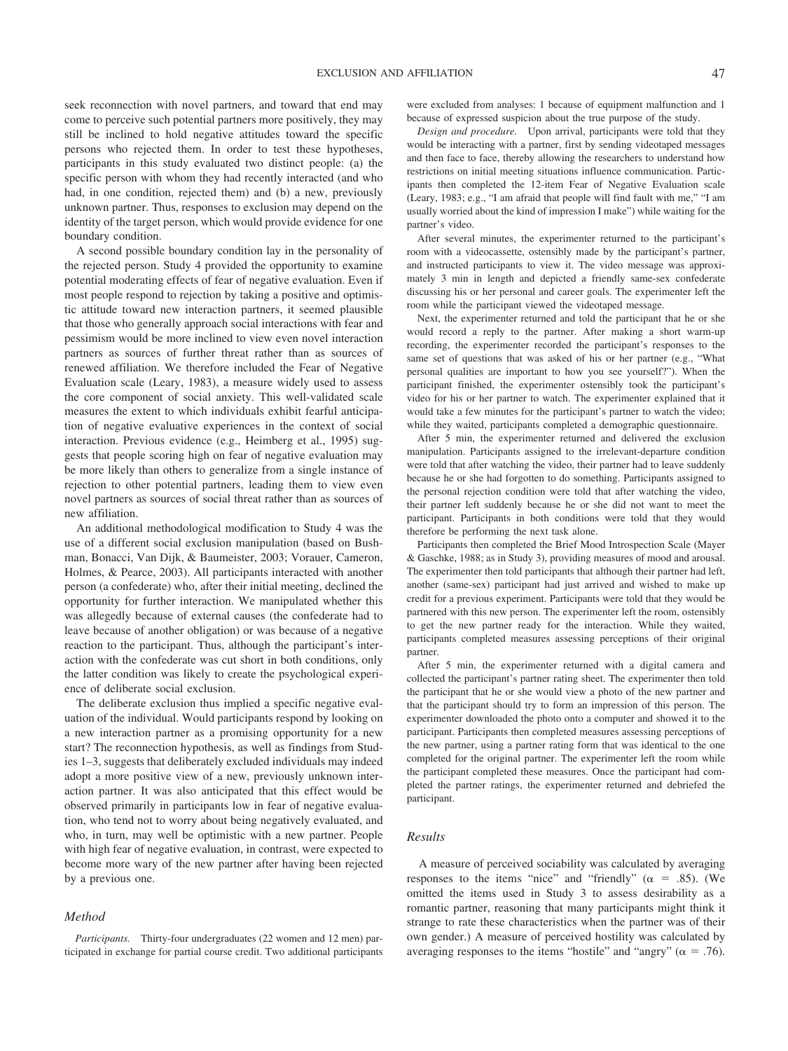seek reconnection with novel partners, and toward that end may come to perceive such potential partners more positively, they may still be inclined to hold negative attitudes toward the specific persons who rejected them. In order to test these hypotheses, participants in this study evaluated two distinct people: (a) the specific person with whom they had recently interacted (and who had, in one condition, rejected them) and (b) a new, previously unknown partner. Thus, responses to exclusion may depend on the identity of the target person, which would provide evidence for one boundary condition.

A second possible boundary condition lay in the personality of the rejected person. Study 4 provided the opportunity to examine potential moderating effects of fear of negative evaluation. Even if most people respond to rejection by taking a positive and optimistic attitude toward new interaction partners, it seemed plausible that those who generally approach social interactions with fear and pessimism would be more inclined to view even novel interaction partners as sources of further threat rather than as sources of renewed affiliation. We therefore included the Fear of Negative Evaluation scale (Leary, 1983), a measure widely used to assess the core component of social anxiety. This well-validated scale measures the extent to which individuals exhibit fearful anticipation of negative evaluative experiences in the context of social interaction. Previous evidence (e.g., Heimberg et al., 1995) suggests that people scoring high on fear of negative evaluation may be more likely than others to generalize from a single instance of rejection to other potential partners, leading them to view even novel partners as sources of social threat rather than as sources of new affiliation.

An additional methodological modification to Study 4 was the use of a different social exclusion manipulation (based on Bushman, Bonacci, Van Dijk, & Baumeister, 2003; Vorauer, Cameron, Holmes, & Pearce, 2003). All participants interacted with another person (a confederate) who, after their initial meeting, declined the opportunity for further interaction. We manipulated whether this was allegedly because of external causes (the confederate had to leave because of another obligation) or was because of a negative reaction to the participant. Thus, although the participant's interaction with the confederate was cut short in both conditions, only the latter condition was likely to create the psychological experience of deliberate social exclusion.

The deliberate exclusion thus implied a specific negative evaluation of the individual. Would participants respond by looking on a new interaction partner as a promising opportunity for a new start? The reconnection hypothesis, as well as findings from Studies 1–3, suggests that deliberately excluded individuals may indeed adopt a more positive view of a new, previously unknown interaction partner. It was also anticipated that this effect would be observed primarily in participants low in fear of negative evaluation, who tend not to worry about being negatively evaluated, and who, in turn, may well be optimistic with a new partner. People with high fear of negative evaluation, in contrast, were expected to become more wary of the new partner after having been rejected by a previous one.

## Method

*Participants.* Thirty-four undergraduates (22 women and 12 men) participated in exchange for partial course credit. Two additional participants were excluded from analyses: 1 because of equipment malfunction and 1 because of expressed suspicion about the true purpose of the study.

*Design and procedure.* Upon arrival, participants were told that they would be interacting with a partner, first by sending videotaped messages and then face to face, thereby allowing the researchers to understand how restrictions on initial meeting situations influence communication. Participants then completed the 12-item Fear of Negative Evaluation scale (Leary, 1983; e.g., "I am afraid that people will find fault with me," "I am usually worried about the kind of impression I make") while waiting for the partner's video.

After several minutes, the experimenter returned to the participant's room with a videocassette, ostensibly made by the participant's partner, and instructed participants to view it. The video message was approximately 3 min in length and depicted a friendly same-sex confederate discussing his or her personal and career goals. The experimenter left the room while the participant viewed the videotaped message.

Next, the experimenter returned and told the participant that he or she would record a reply to the partner. After making a short warm-up recording, the experimenter recorded the participant's responses to the same set of questions that was asked of his or her partner (e.g., "What personal qualities are important to how you see yourself?"). When the participant finished, the experimenter ostensibly took the participant's video for his or her partner to watch. The experimenter explained that it would take a few minutes for the participant's partner to watch the video; while they waited, participants completed a demographic questionnaire.

After 5 min, the experimenter returned and delivered the exclusion manipulation. Participants assigned to the irrelevant-departure condition were told that after watching the video, their partner had to leave suddenly because he or she had forgotten to do something. Participants assigned to the personal rejection condition were told that after watching the video, their partner left suddenly because he or she did not want to meet the participant. Participants in both conditions were told that they would therefore be performing the next task alone.

Participants then completed the Brief Mood Introspection Scale (Mayer & Gaschke, 1988; as in Study 3), providing measures of mood and arousal. The experimenter then told participants that although their partner had left, another (same-sex) participant had just arrived and wished to make up credit for a previous experiment. Participants were told that they would be partnered with this new person. The experimenter left the room, ostensibly to get the new partner ready for the interaction. While they waited, participants completed measures assessing perceptions of their original partner.

After 5 min, the experimenter returned with a digital camera and collected the participant's partner rating sheet. The experimenter then told the participant that he or she would view a photo of the new partner and that the participant should try to form an impression of this person. The experimenter downloaded the photo onto a computer and showed it to the participant. Participants then completed measures assessing perceptions of the new partner, using a partner rating form that was identical to the one completed for the original partner. The experimenter left the room while the participant completed these measures. Once the participant had completed the partner ratings, the experimenter returned and debriefed the participant.

## Results

A measure of perceived sociability was calculated by averaging responses to the items "nice" and "friendly" ($\alpha = .85$). (We omitted the items used in Study 3 to assess desirability as a romantic partner, reasoning that many participants might think it strange to rate these characteristics when the partner was of their own gender.) A measure of perceived hostility was calculated by averaging responses to the items "hostile" and "angry" ($\alpha = .76$).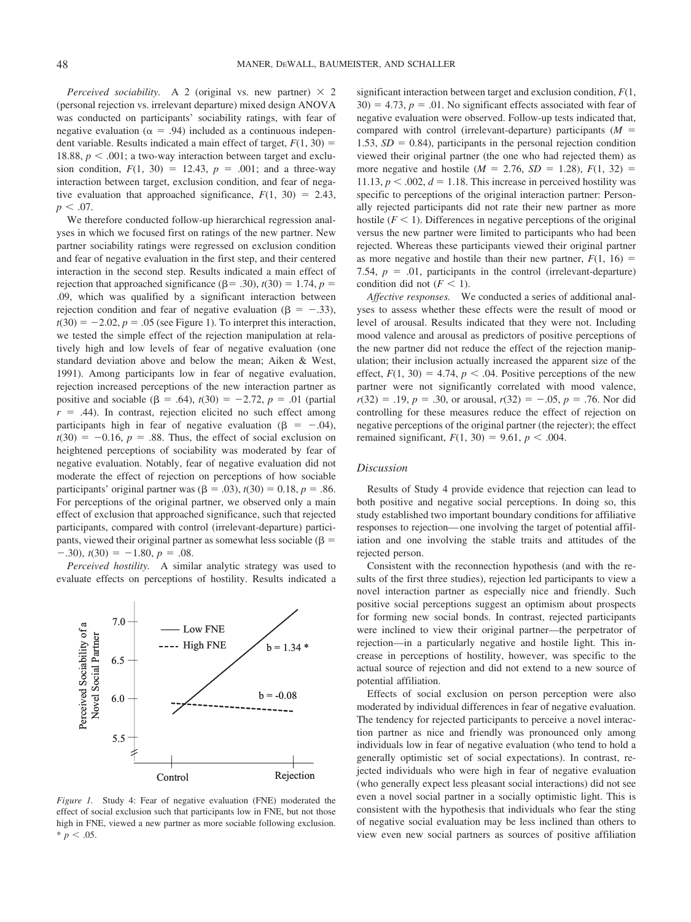*Perceived sociability.* A 2 (original vs. new partner) $\times$ 2 (perceived rejection vs. irrelevant departure) mixed design ANOVA was conducted on participants' sociability ratings, with fear of negative evaluation ($\alpha = .94$) included as a continuous independent variable. Results indicated a main effect of target, $F(1, 30) = 18.88$, $p < .001$; a two-way interaction between target and exclusion condition, $F(1, 30) = 12.43$, $p = .001$; and a three-way interaction between target, exclusion condition, and fear of negative evaluation that approached significance, $F(1, 30) = 2.43$, $p < .07$.

We therefore conducted follow-up hierarchical regression analyses in which we focused first on ratings of the new partner. New partner sociability ratings were regressed on exclusion condition and fear of negative evaluation in the first step, and their centered interaction in the second step. Results indicated a main effect of rejection that approached significance ($\beta = .30$), $t(30) = 1.74$, $p = .09$, which was qualified by a significant interaction between rejection condition and fear of negative evaluation ($\beta = -.33$), $t(30) = -2.02$, $p = .05$ (see Figure 1). To interpret this interaction, we tested the simple effect of the rejection manipulation at relatively high and low levels of fear of negative evaluation (one standard deviation above and below the mean; Aiken & West, 1991). Among participants low in fear of negative evaluation, rejection increased perceptions of the new interaction partner as positive and sociable ($\beta = .64$), $t(30) = -2.72$, $p = .01$ (partial $r = .44$). In contrast, rejection elicited no such effect among participants high in fear of negative evaluation ($\beta = -.04$), $t(30) = -0.16$, $p = .88$. Thus, the effect of social exclusion on heightened perceptions of sociability was moderated by fear of negative evaluation. Notably, fear of negative evaluation did not moderate the effect of rejection on perceptions of how sociable participants' original partner was ($\beta = .03$), $t(30) = 0.18$, $p = .86$. For perceptions of the original partner, we observed only a main effect of exclusion that approached significance, such that rejected participants, compared with control (irrelevant-departure) participants, viewed their original partner as somewhat less sociable ($\beta = -.30$), $t(30) = -1.80$, $p = .08$.

*Perceived hostility.* A similar analytic strategy was used to evaluate effects on perceptions of hostility. Results indicated a significant interaction between target and exclusion condition, $F(1, 30) = 4.73$, $p = .01$. No significant effects associated with fear of negative evaluation were observed. Follow-up tests indicated that, compared with control (irrelevant-departure) participants ($M = 1.53$, $SD = 0.84$), participants in the personal rejection condition viewed their original partner (the one who had rejected them) as more negative and hostile ($M = 2.76$, $SD = 1.28$), $F(1, 32) = 11.13$, $p < .002$, $d = 1.18$. This increase in perceived hostility was specific to perceptions of the original interaction partner: Personally rejected participants did not rate their new partner as more hostile ($F < 1$). Differences in negative perceptions of the original versus the new partner were limited to participants who had been rejected. Whereas these participants viewed their original partner as more negative and hostile than their new partner, $F(1, 16) = 7.54$, $p = .01$, participants in the control (irrelevant-departure) condition did not ($F < 1$).

*Affective responses.* We conducted a series of additional analyses to assess whether these effects were the result of mood or level of arousal. Results indicated that they were not. Including mood valence and arousal as predictors of positive perceptions of the new partner did not reduce the effect of the rejection manipulation; their inclusion actually increased the apparent size of the effect, $F(1, 30) = 4.74$, $p < .04$. Positive perceptions of the new partner were not significantly correlated with mood valence, $r(32) = .19$, $p = .30$, or arousal, $r(32) = -.05$, $p = .76$. Nor did controlling for these measures reduce the effect of rejection on negative perceptions of the original partner (the rejecter); the effect remained significant, $F(1, 30) = 9.61$, $p < .004$.

*Figure 1.* Study 4: Fear of negative evaluation (FNE) moderated the effect of social exclusion such that participants low in FNE, but not those high in FNE, viewed a new partner as more sociable following exclusion. * $p < .05$.

### Discussion

Results of Study 4 provide evidence that rejection can lead to both positive and negative social perceptions. In doing so, this study established two important boundary conditions for affiliative responses to rejection—one involving the target of potential affiliation and one involving the stable traits and attitudes of the rejected person.

Consistent with the reconnection hypothesis (and with the results of the first three studies), rejection led participants to view a novel interaction partner as especially nice and friendly. Such positive social perceptions suggest an optimism about prospects for forming new social bonds. In contrast, rejected participants were inclined to view their original partner—the perpetrator of rejection—in a particularly negative and hostile light. This increase in perceptions of hostility, however, was specific to the actual source of rejection and did not extend to a new source of potential affiliation.

Effects of social exclusion on person perception were also moderated by individual differences in fear of negative evaluation. The tendency for rejected participants to perceive a novel interaction partner as nice and friendly was pronounced only among individuals low in fear of negative evaluation (who tend to hold a generally optimistic set of social expectations). In contrast, rejected individuals who were high in fear of negative evaluation (who generally expect less pleasant social interactions) did not see even a novel social partner in a socially optimistic light. This is consistent with the hypothesis that individuals who fear the sting of negative social evaluation may be less inclined than others to view even new social partners as sources of positive affiliation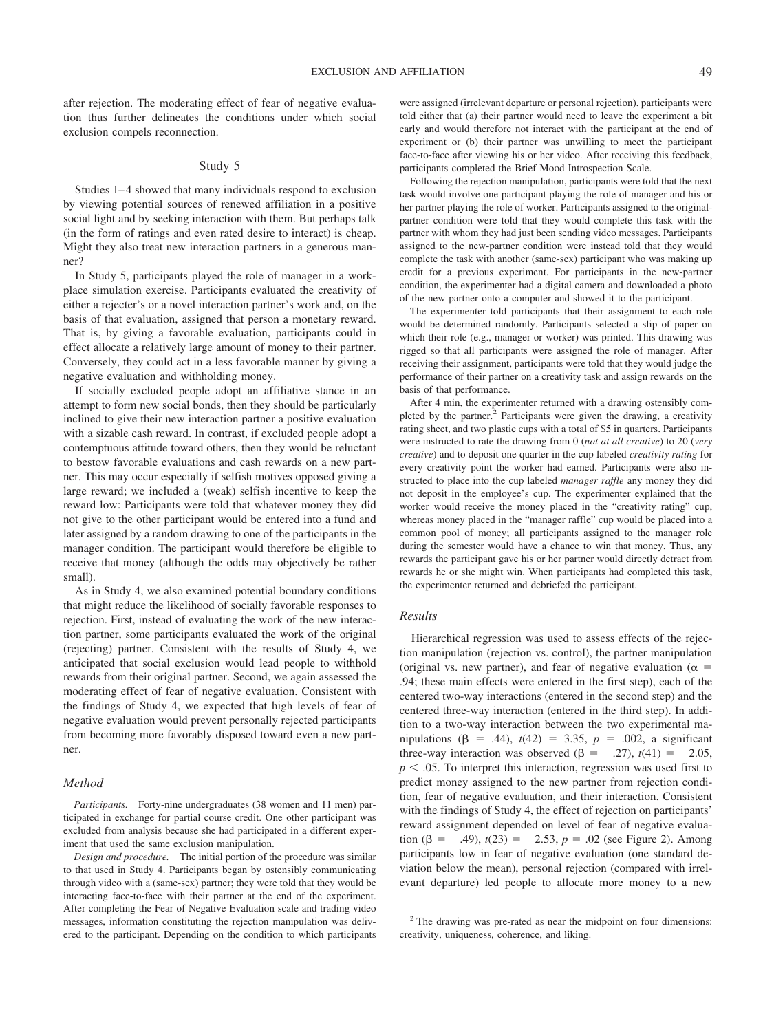after rejection. The moderating effect of fear of negative evaluation thus further delineates the conditions under which social exclusion compels reconnection.

## Study 5

Studies 1–4 showed that many individuals respond to exclusion by viewing potential sources of renewed affiliation in a positive social light and by seeking interaction with them. But perhaps talk (in the form of ratings and even rated desire to interact) is cheap. Might they also treat new interaction partners in a generous manner?

In Study 5, participants played the role of manager in a workplace simulation exercise. Participants evaluated the creativity of either a rejecter's or a novel interaction partner's work and, on the basis of that evaluation, assigned that person a monetary reward. That is, by giving a favorable evaluation, participants could in effect allocate a relatively large amount of money to their partner. Conversely, they could act in a less favorable manner by giving a negative evaluation and withholding money.

If socially excluded people adopt an affiliative stance in an attempt to form new social bonds, then they should be particularly inclined to give their new interaction partner a positive evaluation with a sizable cash reward. In contrast, if excluded people adopt a contemptuous attitude toward others, then they would be reluctant to bestow favorable evaluations and cash rewards on a new partner. This may occur especially if selfish motives opposed giving a large reward; we included a (weak) selfish incentive to keep the reward low: Participants were told that whatever money they did not give to the other participant would be entered into a fund and later assigned by a random drawing to one of the participants in the manager condition. The participant would therefore be eligible to receive that money (although the odds may objectively be rather small).

As in Study 4, we also examined potential boundary conditions that might reduce the likelihood of socially favorable responses to rejection. First, instead of evaluating the work of the new interaction partner, some participants evaluated the work of the original (rejecting) partner. Consistent with the results of Study 4, we anticipated that social exclusion would lead people to withhold rewards from their original partner. Second, we again assessed the moderating effect of fear of negative evaluation. Consistent with the findings of Study 4, we expected that high levels of fear of negative evaluation would prevent personally rejected participants from becoming more favorably disposed toward even a new partner.

### Method

*Participants.* Forty-nine undergraduates (38 women and 11 men) participated in exchange for partial course credit. One other participant was excluded from analysis because she had participated in a different experiment that used the same exclusion manipulation.

*Design and procedure.* The initial portion of the procedure was similar to that used in Study 4. Participants began by ostensibly communicating through video with a (same-sex) partner; they were told that they would be interacting face-to-face with their partner at the end of the experiment. After completing the Fear of Negative Evaluation scale and trading video messages, information constituting the rejection manipulation was delivered to the participant. Depending on the condition to which participants were assigned (irrelevant departure or personal rejection), participants were told either that (a) their partner would need to leave the experiment a bit early and would therefore not interact with the participant at the end of experiment or (b) their partner was unwilling to meet the participant face-to-face after viewing his or her video. After receiving this feedback, participants completed the Brief Mood Introspection Scale.

Following the rejection manipulation, participants were told that the next task would involve one participant playing the role of manager and his or her partner playing the role of worker. Participants assigned to the original-partner condition were told that they would complete this task with the partner with whom they had just been sending video messages. Participants assigned to the new-partner condition were instead told that they would complete the task with another (same-sex) participant who was making up credit for a previous experiment. For participants in the new-partner condition, the experimenter had a digital camera and downloaded a photo of the new partner onto a computer and showed it to the participant.

The experimenter told participants that their assignment to each role would be determined randomly. Participants selected a slip of paper on which their role (e.g., manager or worker) was printed. This drawing was rigged so that all participants were assigned the role of manager. After receiving their assignment, participants were told that they would judge the performance of their partner on a creativity task and assign rewards on the basis of that performance.

After 4 min, the experimenter returned with a drawing ostensibly completed by the partner.[2] Participants were given the drawing, a creativity rating sheet, and two plastic cups with a total of \$5 in quarters. Participants were instructed to rate the drawing from 0 (*not at all creative*) to 20 (*very creative*) and to deposit one quarter in the cup labeled *creativity rating* for every creativity point the worker had earned. Participants were also instructed to place into the cup labeled *manager raffle* any money they did not deposit in the employee's cup. The experimenter explained that the worker would receive the money placed in the "creativity rating" cup, whereas money placed in the "manager raffle" cup would be placed into a common pool of money; all participants assigned to the manager role during the semester would have a chance to win that money. Thus, any rewards the participant gave his or her partner would directly detract from rewards he or she might win. When participants had completed this task, the experimenter returned and debriefed the participant.

### Results

Hierarchical regression was used to assess effects of the rejection manipulation (rejection vs. control), the partner manipulation (original vs. new partner), and fear of negative evaluation ($\alpha = .94$; these main effects were entered in the first step), each of the centered two-way interactions (entered in the second step) and the centered three-way interaction (entered in the third step). In addition to a two-way interaction between the two experimental manipulations ($\beta = .44$), $t(42) = 3.35$, $p = .002$, a significant three-way interaction was observed ($\beta = -.27$), $t(41) = -2.05$, $p < .05$. To interpret this interaction, regression was used first to predict money assigned to the new partner from rejection condition, fear of negative evaluation, and their interaction. Consistent with the findings of Study 4, the effect of rejection on participants' reward assignment depended on level of fear of negative evaluation ($\beta = -.49$), $t(23) = -2.53$, $p = .02$ (see Figure 2). Among participants low in fear of negative evaluation (one standard deviation below the mean), personal rejection (compared with irrelevant departure) led people to allocate more money to a new

[2] The drawing was pre-rated as near the midpoint on four dimensions: creativity, uniqueness, coherence, and liking.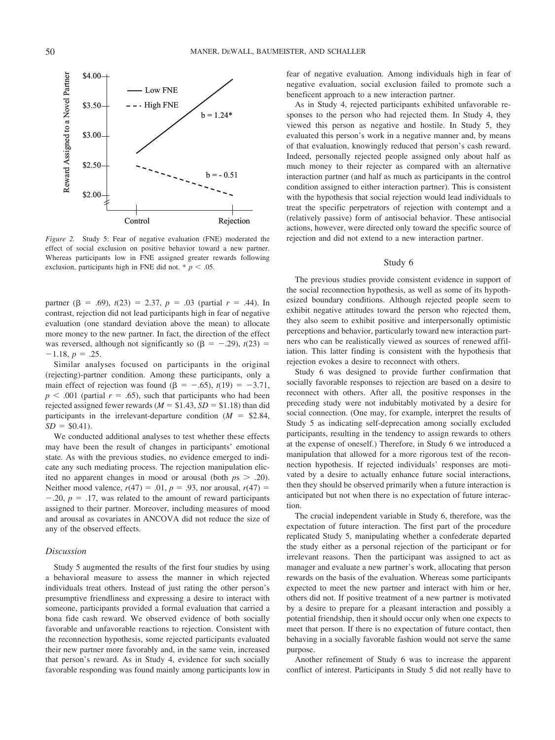*Figure 2.* Study 5: Fear of negative evaluation (FNE) moderated the effect of social exclusion on positive behavior toward a new partner. Whereas participants low in FNE assigned greater rewards following exclusion, participants high in FNE did not. * $p < .05$.

partner ($\beta = .69$), $t(23) = 2.37$, $p = .03$ (partial $r = .44$). In contrast, rejection did not lead participants high in fear of negative evaluation (one standard deviation above the mean) to allocate more money to the new partner. In fact, the direction of the effect was reversed, although not significantly so ($\beta = -.29$), $t(23) = -1.18$, $p = .25$.

Similar analyses focused on participants in the original (rejecting)-partner condition. Among these participants, only a main effect of rejection was found ($\beta = -.65$), $t(19) = -3.71$, $p < .001$ (partial $r = .65$), such that participants who had been rejected assigned fewer rewards ($M = \$1.43$, $SD = \$1.18$) than did participants in the irrelevant-departure condition ($M = \$2.84$, $SD = \$0.41$).

We conducted additional analyses to test whether these effects may have been the result of changes in participants' emotional state. As with the previous studies, no evidence emerged to indicate any such mediating process. The rejection manipulation elicited no apparent changes in mood or arousal (both $ps > .20$). Neither mood valence, $r(47) = .01$, $p = .93$, nor arousal, $r(47) = -.20$, $p = .17$, was related to the amount of reward participants assigned to their partner. Moreover, including measures of mood and arousal as covariates in ANCOVA did not reduce the size of any of the observed effects.

### Discussion

Study 5 augmented the results of the first four studies by using a behavioral measure to assess the manner in which rejected individuals treat others. Instead of just rating the other person's presumptive friendliness and expressing a desire to interact with someone, participants provided a formal evaluation that carried a bona fide cash reward. We observed evidence of both socially favorable and unfavorable reactions to rejection. Consistent with the reconnection hypothesis, some rejected participants evaluated their new partner more favorably and, in the same vein, increased that person's reward. As in Study 4, evidence for such socially favorable responding was found mainly among participants low in fear of negative evaluation. Among individuals high in fear of negative evaluation, social exclusion failed to promote such a beneficent approach to a new interaction partner.

As in Study 4, rejected participants exhibited unfavorable responses to the person who had rejected them. In Study 4, they viewed this person as negative and hostile. In Study 5, they evaluated this person's work in a negative manner and, by means of that evaluation, knowingly reduced that person's cash reward. Indeed, personally rejected people assigned only about half as much money to their rejecter as compared with an alternative interaction partner (and half as much as participants in the control condition assigned to either interaction partner). This is consistent with the hypothesis that social rejection would lead individuals to treat the specific perpetrators of rejection with contempt and a (relatively passive) form of antisocial behavior. These antisocial actions, however, were directed only toward the specific source of rejection and did not extend to a new interaction partner.

## Study 6

The previous studies provide consistent evidence in support of the social reconnection hypothesis, as well as some of its hypothesized boundary conditions. Although rejected people seem to exhibit negative attitudes toward the person who rejected them, they also seem to exhibit positive and interpersonally optimistic perceptions and behavior, particularly toward new interaction partners who can be realistically viewed as sources of renewed affiliation. This latter finding is consistent with the hypothesis that rejection evokes a desire to reconnect with others.

Study 6 was designed to provide further confirmation that socially favorable responses to rejection are based on a desire to reconnect with others. After all, the positive responses in the preceding study were not indubitably motivated by a desire for social connection. (One may, for example, interpret the results of Study 5 as indicating self-deprecation among socially excluded participants, resulting in the tendency to assign rewards to others at the expense of oneself.) Therefore, in Study 6 we introduced a manipulation that allowed for a more rigorous test of the reconnection hypothesis. If rejected individuals' responses are motivated by a desire to actually enhance future social interactions, then they should be observed primarily when a future interaction is anticipated but not when there is no expectation of future interaction.

The crucial independent variable in Study 6, therefore, was the expectation of future interaction. The first part of the procedure replicated Study 5, manipulating whether a confederate departed the study either as a personal rejection of the participant or for irrelevant reasons. Then the participant was assigned to act as manager and evaluate a new partner's work, allocating that person rewards on the basis of the evaluation. Whereas some participants expected to meet the new partner and interact with him or her, others did not. If positive treatment of a new partner is motivated by a desire to prepare for a pleasant interaction and possibly a potential friendship, then it should occur only when one expects to meet that person. If there is no expectation of future contact, then behaving in a socially favorable fashion would not serve the same purpose.

Another refinement of Study 6 was to increase the apparent conflict of interest. Participants in Study 5 did not really have to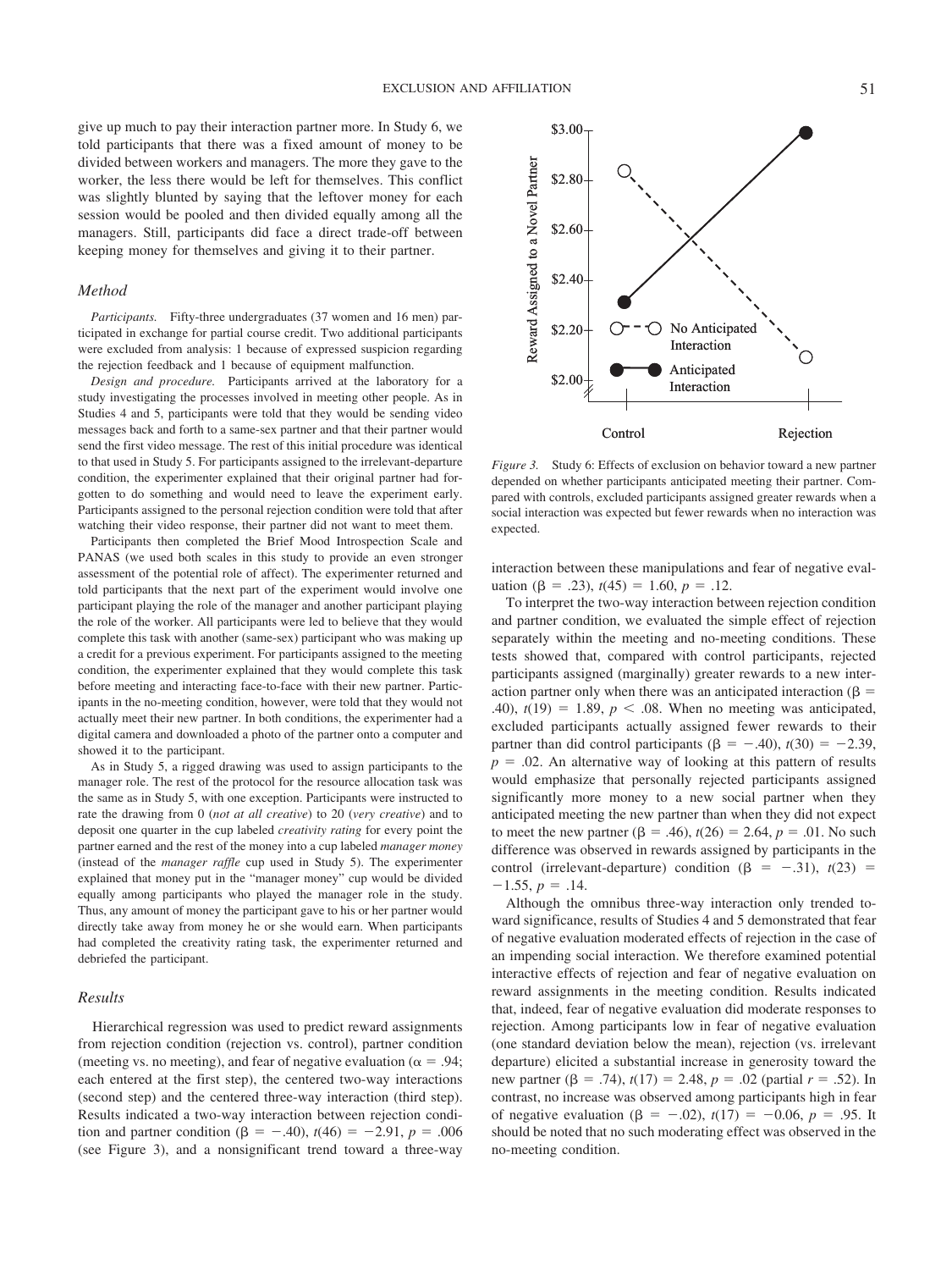give up much to pay their interaction partner more. In Study 6, we told participants that there was a fixed amount of money to be divided between workers and managers. The more they gave to the worker, the less there would be left for themselves. This conflict was slightly blunted by saying that the leftover money for each session would be pooled and then divided equally among all the managers. Still, participants did face a direct trade-off between keeping money for themselves and giving it to their partner.

### Method

*Participants.* Fifty-three undergraduates (37 women and 16 men) participated in exchange for partial course credit. Two additional participants were excluded from analysis: 1 because of expressed suspicion regarding the rejection feedback and 1 because of equipment malfunction.

*Design and procedure.* Participants arrived at the laboratory for a study investigating the processes involved in meeting other people. As in Studies 4 and 5, participants were told that they would be sending video messages back and forth to a same-sex partner and that their partner would send the first video message. The rest of this initial procedure was identical to that used in Study 5. For participants assigned to the irrelevant-departure condition, the experimenter explained that their original partner had forgotten to do something and would need to leave the experiment early. Participants assigned to the personal rejection condition were told that after watching their video response, their partner did not want to meet them.

Participants then completed the Brief Mood Introspection Scale and PANAS (we used both scales in this study to provide an even stronger assessment of the potential role of affect). The experimenter returned and told participants that the next part of the experiment would involve one participant playing the role of the manager and another participant playing the role of the worker. All participants were led to believe that they would complete this task with another (same-sex) participant who was making up a credit for a previous experiment. For participants assigned to the meeting condition, the experimenter explained that they would complete this task before meeting and interacting face-to-face with their new partner. Participants in the no-meeting condition, however, were told that they would not actually meet their new partner. In both conditions, the experimenter had a digital camera and downloaded a photo of the partner onto a computer and showed it to the participant.

As in Study 5, a rigged drawing was used to assign participants to the manager role. The rest of the protocol for the resource allocation task was the same as in Study 5, with one exception. Participants were instructed to rate the drawing from 0 (*not at all creative*) to 20 (*very creative*) and to deposit one quarter in the cup labeled *creativity rating* for every point the partner earned and the rest of the money into a cup labeled *manager money* (instead of the *manager raffle* cup used in Study 5). The experimenter explained that money put in the "manager money" cup would be divided equally among participants who played the manager role in the study. Thus, any amount of money the participant gave to his or her partner would directly take away from money he or she would earn. When participants had completed the creativity rating task, the experimenter returned and debriefed the participant.

### Results

Hierarchical regression was used to predict reward assignments from rejection condition (rejection vs. control), partner condition (meeting vs. no meeting), and fear of negative evaluation ($\alpha = .94$; each entered at the first step), the centered two-way interactions (second step) and the centered three-way interaction (third step). Results indicated a two-way interaction between rejection condition and partner condition ($\beta = -.40$), $t(46) = -2.91$, $p = .006$ (see Figure 3), and a nonsignificant trend toward a three-way interaction between these manipulations and fear of negative evaluation ($\beta = .23$), $t(45) = 1.60$, $p = .12$.

*Figure 3.* Study 6: Effects of exclusion on behavior toward a new partner depended on whether participants anticipated meeting their partner. Compared with controls, excluded participants assigned greater rewards when a social interaction was expected but fewer rewards when no interaction was expected.

To interpret the two-way interaction between rejection condition and partner condition, we evaluated the simple effect of rejection separately within the meeting and no-meeting conditions. These tests showed that, compared with control participants, rejected participants assigned (marginally) greater rewards to a new interaction partner only when there was an anticipated interaction ($\beta = .40$), $t(19) = 1.89$, $p < .08$. When no meeting was anticipated, excluded participants actually assigned fewer rewards to their partner than did control participants ($\beta = -.40$), $t(30) = -2.39$, $p = .02$. An alternative way of looking at this pattern of results would emphasize that personally rejected participants assigned significantly more money to a new social partner when they anticipated meeting the new partner than when they did not expect to meet the new partner ($\beta = .46$), $t(26) = 2.64$, $p = .01$. No such difference was observed in rewards assigned by participants in the control (irrelevant-departure) condition ($\beta = -.31$), $t(23) = -1.55$, $p = .14$.

Although the omnibus three-way interaction only trended toward significance, results of Studies 4 and 5 demonstrated that fear of negative evaluation moderated effects of rejection in the case of an impending social interaction. We therefore examined potential interactive effects of rejection and fear of negative evaluation on reward assignments in the meeting condition. Results indicated that, indeed, fear of negative evaluation did moderate responses to rejection. Among participants low in fear of negative evaluation (one standard deviation below the mean), rejection (vs. irrelevant departure) elicited a substantial increase in generosity toward the new partner ($\beta = .74$), $t(17) = 2.48$, $p = .02$ (partial $r = .52$). In contrast, no increase was observed among participants high in fear of negative evaluation ($\beta = -.02$), $t(17) = -0.06$, $p = .95$. It should be noted that no such moderating effect was observed in the no-meeting condition.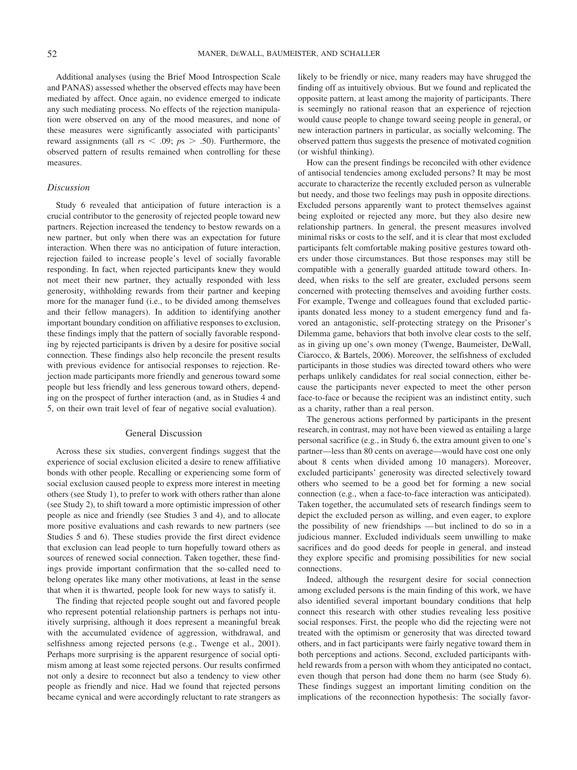Additional analyses (using the Brief Mood Introspection Scale and PANAS) assessed whether the observed effects may have been mediated by affect. Once again, no evidence emerged to indicate any such mediating process. No effects of the rejection manipulation were observed on any of the mood measures, and none of these measures were significantly associated with participants' reward assignments (all $rs < .09$; $ps > .50$). Furthermore, the observed pattern of results remained when controlling for these measures.

### *Discussion*

Study 6 revealed that anticipation of future interaction is a crucial contributor to the generosity of rejected people toward new partners. Rejection increased the tendency to bestow rewards on a new partner, but only when there was an expectation for future interaction. When there was no anticipation of future interaction, rejection failed to increase people's level of socially favorable responding. In fact, when rejected participants knew they would not meet their new partner, they actually responded with less generosity, withholding rewards from their partner and keeping more for the manager fund (i.e., to be divided among themselves and their fellow managers). In addition to identifying another important boundary condition on affiliative responses to exclusion, these findings imply that the pattern of socially favorable responding by rejected participants is driven by a desire for positive social connection. These findings also help reconcile the present results with previous evidence for antisocial responses to rejection. Rejection made participants more friendly and generous toward some people but less friendly and less generous toward others, depending on the prospect of further interaction (and, as in Studies 4 and 5, on their own trait level of fear of negative social evaluation).

## General Discussion

Across these six studies, convergent findings suggest that the experience of social exclusion elicited a desire to renew affiliative bonds with other people. Recalling or experiencing some form of social exclusion caused people to express more interest in meeting others (see Study 1), to prefer to work with others rather than alone (see Study 2), to shift toward a more optimistic impression of other people as nice and friendly (see Studies 3 and 4), and to allocate more positive evaluations and cash rewards to new partners (see Studies 5 and 6). These studies provide the first direct evidence that exclusion can lead people to turn hopefully toward others as sources of renewed social connection. Taken together, these findings provide important confirmation that the so-called need to belong operates like many other motivations, at least in the sense that when it is thwarted, people look for new ways to satisfy it.

The finding that rejected people sought out and favored people who represent potential relationship partners is perhaps not intuitively surprising, although it does represent a meaningful break with the accumulated evidence of aggression, withdrawal, and selfishness among rejected persons (e.g., Twenge et al., 2001). Perhaps more surprising is the apparent resurgence of social optimism among at least some rejected persons. Our results confirmed not only a desire to reconnect but also a tendency to view other people as friendly and nice. Had we found that rejected persons became cynical and were accordingly reluctant to rate strangers as likely to be friendly or nice, many readers may have shrugged the finding off as intuitively obvious. But we found and replicated the opposite pattern, at least among the majority of participants. There is seemingly no rational reason that an experience of rejection would cause people to change toward seeing people in general, or new interaction partners in particular, as socially welcoming. The observed pattern thus suggests the presence of motivated cognition (or wishful thinking).

How can the present findings be reconciled with other evidence of antisocial tendencies among excluded persons? It may be most accurate to characterize the recently excluded person as vulnerable but needy, and those two feelings may push in opposite directions. Excluded persons apparently want to protect themselves against being exploited or rejected any more, but they also desire new relationship partners. In general, the present measures involved minimal risks or costs to the self, and it is clear that most excluded participants felt comfortable making positive gestures toward others under those circumstances. But those responses may still be compatible with a generally guarded attitude toward others. Indeed, when risks to the self are greater, excluded persons seem concerned with protecting themselves and avoiding further costs. For example, Twenge and colleagues found that excluded participants donated less money to a student emergency fund and favored an antagonistic, self-protecting strategy on the Prisoner's Dilemma game, behaviors that both involve clear costs to the self, as in giving up one's own money (Twenge, Baumeister, DeWall, Ciarocco, & Bartels, 2006). Moreover, the selfishness of excluded participants in those studies was directed toward others who were perhaps unlikely candidates for real social connection, either because the participants never expected to meet the other person face-to-face or because the recipient was an indistinct entity, such as a charity, rather than a real person.

The generous actions performed by participants in the present research, in contrast, may not have been viewed as entailing a large personal sacrifice (e.g., in Study 6, the extra amount given to one's partner—less than 80 cents on average—would have cost one only about 8 cents when divided among 10 managers). Moreover, excluded participants' generosity was directed selectively toward others who seemed to be a good bet for forming a new social connection (e.g., when a face-to-face interaction was anticipated). Taken together, the accumulated sets of research findings seem to depict the excluded person as willing, and even eager, to explore the possibility of new friendships — but inclined to do so in a judicious manner. Excluded individuals seem unwilling to make sacrifices and do good deeds for people in general, and instead they explore specific and promising possibilities for new social connections.

Indeed, although the resurgent desire for social connection among excluded persons is the main finding of this work, we have also identified several important boundary conditions that help connect this research with other studies revealing less positive social responses. First, the people who did the rejecting were not treated with the optimism or generosity that was directed toward others, and in fact participants were fairly negative toward them in both perceptions and actions. Second, excluded participants withheld rewards from a person with whom they anticipated no contact, even though that person had done them no harm (see Study 6). These findings suggest an important limiting condition on the implications of the reconnection hypothesis: The socially favor-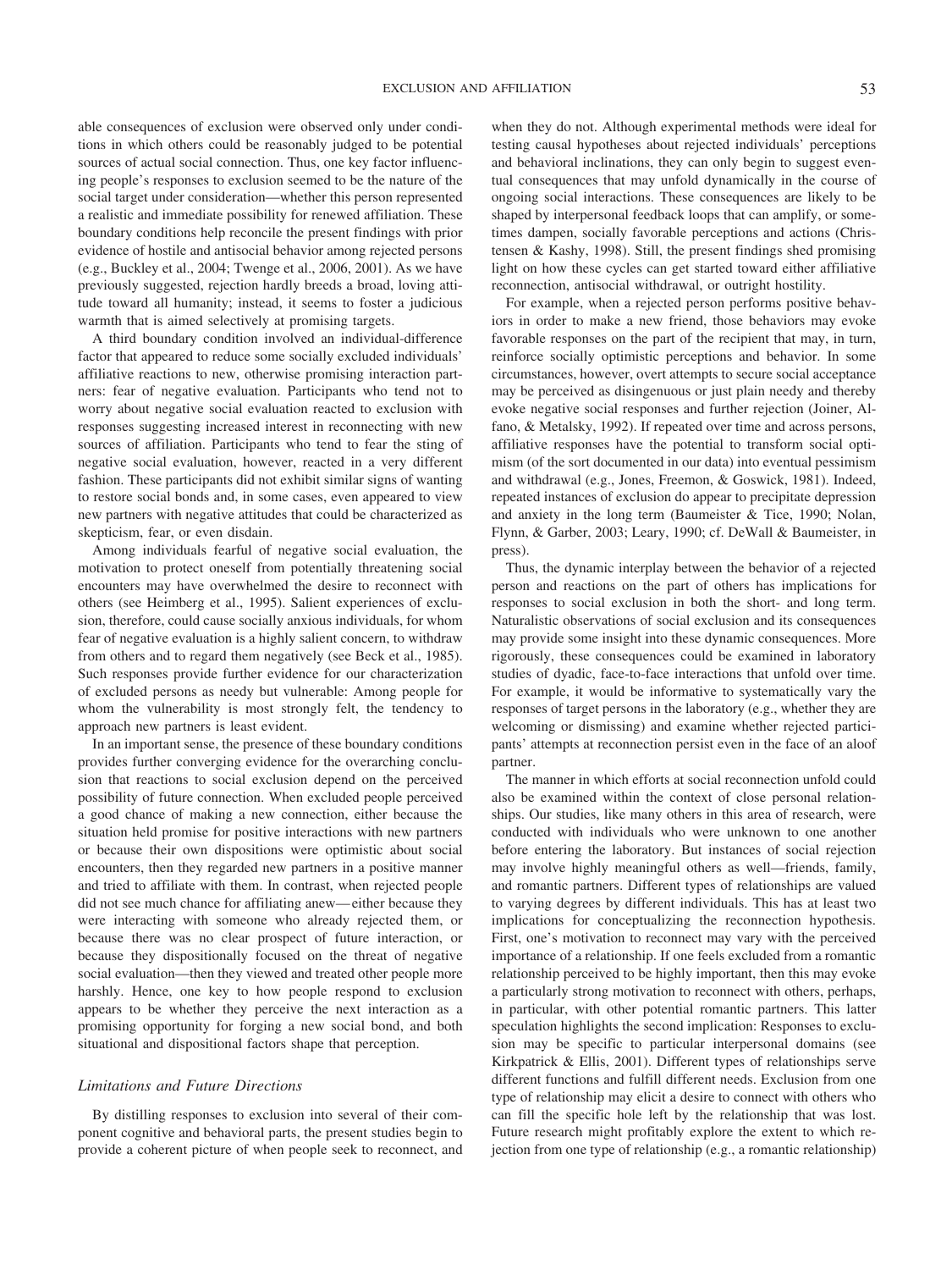able consequences of exclusion were observed only under conditions in which others could be reasonably judged to be potential sources of actual social connection. Thus, one key factor influencing people's responses to exclusion seemed to be the nature of the social target under consideration—whether this person represented a realistic and immediate possibility for renewed affiliation. These boundary conditions help reconcile the present findings with prior evidence of hostile and antisocial behavior among rejected persons (e.g., Buckley et al., 2004; Twenge et al., 2006, 2001). As we have previously suggested, rejection hardly breeds a broad, loving attitude toward all humanity; instead, it seems to foster a judicious warmth that is aimed selectively at promising targets.

A third boundary condition involved an individual-difference factor that appeared to reduce some socially excluded individuals' affiliative reactions to new, otherwise promising interaction partners: fear of negative evaluation. Participants who tend not to worry about negative social evaluation reacted to exclusion with responses suggesting increased interest in reconnecting with new sources of affiliation. Participants who tend to fear the sting of negative social evaluation, however, reacted in a very different fashion. These participants did not exhibit similar signs of wanting to restore social bonds and, in some cases, even appeared to view new partners with negative attitudes that could be characterized as skepticism, fear, or even disdain.

Among individuals fearful of negative social evaluation, the motivation to protect oneself from potentially threatening social encounters may have overwhelmed the desire to reconnect with others (see Heimberg et al., 1995). Salient experiences of exclusion, therefore, could cause socially anxious individuals, for whom fear of negative evaluation is a highly salient concern, to withdraw from others and to regard them negatively (see Beck et al., 1985). Such responses provide further evidence for our characterization of excluded persons as needy but vulnerable: Among people for whom the vulnerability is most strongly felt, the tendency to approach new partners is least evident.

In an important sense, the presence of these boundary conditions provides further converging evidence for the overarching conclusion that reactions to social exclusion depend on the perceived possibility of future connection. When excluded people perceived a good chance of making a new connection, either because the situation held promise for positive interactions with new partners or because their own dispositions were optimistic about social encounters, then they regarded new partners in a positive manner and tried to affiliate with them. In contrast, when rejected people did not see much chance for affiliating anew—either because they were interacting with someone who already rejected them, or because there was no clear prospect of future interaction, or because they dispositionally focused on the threat of negative social evaluation—then they viewed and treated other people more harshly. Hence, one key to how people respond to exclusion appears to be whether they perceive the next interaction as a promising opportunity for forging a new social bond, and both situational and dispositional factors shape that perception.

### *Limitations and Future Directions*

By distilling responses to exclusion into several of their component cognitive and behavioral parts, the present studies begin to provide a coherent picture of when people seek to reconnect, and when they do not. Although experimental methods were ideal for testing causal hypotheses about rejected individuals' perceptions and behavioral inclinations, they can only begin to suggest eventual consequences that may unfold dynamically in the course of ongoing social interactions. These consequences are likely to be shaped by interpersonal feedback loops that can amplify, or sometimes dampen, socially favorable perceptions and actions (Christensen & Kashy, 1998). Still, the present findings shed promising light on how these cycles can get started toward either affiliative reconnection, antisocial withdrawal, or outright hostility.

For example, when a rejected person performs positive behaviors in order to make a new friend, those behaviors may evoke favorable responses on the part of the recipient that may, in turn, reinforce socially optimistic perceptions and behavior. In some circumstances, however, overt attempts to secure social acceptance may be perceived as disingenuous or just plain needy and thereby evoke negative social responses and further rejection (Joiner, Alfano, & Metalsky, 1992). If repeated over time and across persons, affiliative responses have the potential to transform social optimism (of the sort documented in our data) into eventual pessimism and withdrawal (e.g., Jones, Freemon, & Goswick, 1981). Indeed, repeated instances of exclusion do appear to precipitate depression and anxiety in the long term (Baumeister & Tice, 1990; Nolan, Flynn, & Garber, 2003; Leary, 1990; cf. DeWall & Baumeister, in press).

Thus, the dynamic interplay between the behavior of a rejected person and reactions on the part of others has implications for responses to social exclusion in both the short- and long term. Naturalistic observations of social exclusion and its consequences may provide some insight into these dynamic consequences. More rigorously, these consequences could be examined in laboratory studies of dyadic, face-to-face interactions that unfold over time. For example, it would be informative to systematically vary the responses of target persons in the laboratory (e.g., whether they are welcoming or dismissing) and examine whether rejected participants' attempts at reconnection persist even in the face of an aloof partner.

The manner in which efforts at social reconnection unfold could also be examined within the context of close personal relationships. Our studies, like many others in this area of research, were conducted with individuals who were unknown to one another before entering the laboratory. But instances of social rejection may involve highly meaningful others as well—friends, family, and romantic partners. Different types of relationships are valued to varying degrees by different individuals. This has at least two implications for conceptualizing the reconnection hypothesis. First, one's motivation to reconnect may vary with the perceived importance of a relationship. If one feels excluded from a romantic relationship perceived to be highly important, then this may evoke a particularly strong motivation to reconnect with others, perhaps, in particular, with other potential romantic partners. This latter speculation highlights the second implication: Responses to exclusion may be specific to particular interpersonal domains (see Kirkpatrick & Ellis, 2001). Different types of relationships serve different functions and fulfill different needs. Exclusion from one type of relationship may elicit a desire to connect with others who can fill the specific hole left by the relationship that was lost. Future research might profitably explore the extent to which rejection from one type of relationship (e.g., a romantic relationship)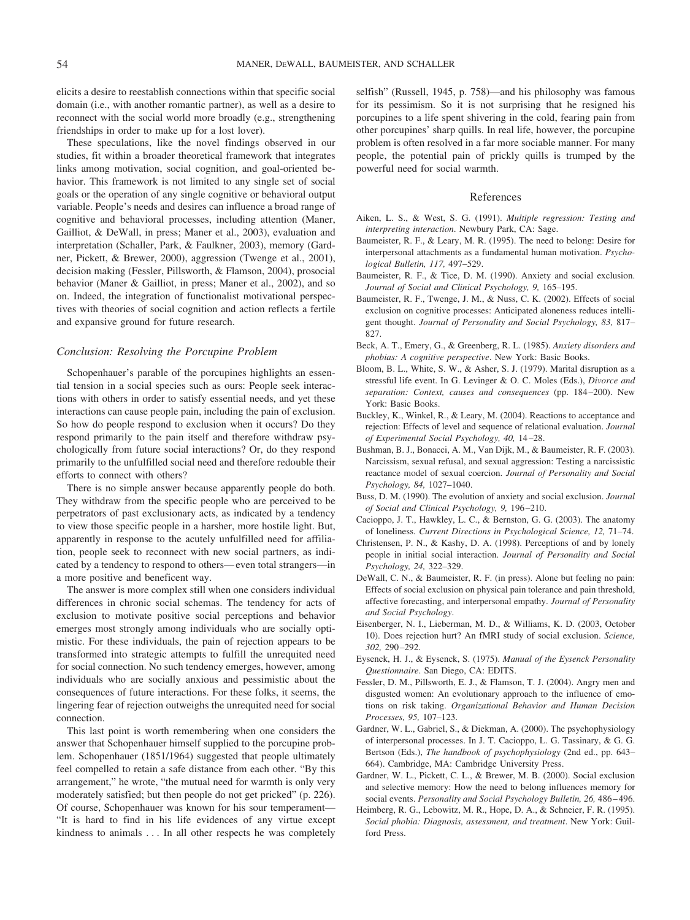elicits a desire to reestablish connections within that specific social domain (i.e., with another romantic partner), as well as a desire to reconnect with the social world more broadly (e.g., strengthening friendships in order to make up for a lost lover).

These speculations, like the novel findings observed in our studies, fit within a broader theoretical framework that integrates links among motivation, social cognition, and goal-oriented behavior. This framework is not limited to any single set of social goals or the operation of any single cognitive or behavioral output variable. People's needs and desires can influence a broad range of cognitive and behavioral processes, including attention (Maner, Gailliot, & DeWall, in press; Maner et al., 2003), evaluation and interpretation (Schaller, Park, & Faulkner, 2003), memory (Gardner, Pickett, & Brewer, 2000), aggression (Twenge et al., 2001), decision making (Fessler, Pillsworth, & Flamson, 2004), prosocial behavior (Maner & Gailliot, in press; Maner et al., 2002), and so on. Indeed, the integration of functionalist motivational perspectives with theories of social cognition and action reflects a fertile and expansive ground for future research.

### *Conclusion: Resolving the Porcupine Problem*

Schopenhauer's parable of the porcupines highlights an essential tension in a social species such as ours: People seek interactions with others in order to satisfy essential needs, and yet these interactions can cause people pain, including the pain of exclusion. So how do people respond to exclusion when it occurs? Do they respond primarily to the pain itself and therefore withdraw psychologically from future social interactions? Or, do they respond primarily to the unfulfilled social need and therefore redouble their efforts to connect with others?

There is no simple answer because apparently people do both. They withdraw from the specific people who are perceived to be perpetrators of past exclusionary acts, as indicated by a tendency to view those specific people in a harsher, more hostile light. But, apparently in response to the acutely unfulfilled need for affiliation, people seek to reconnect with new social partners, as indicated by a tendency to respond to others—even total strangers—in a more positive and beneficent way.

The answer is more complex still when one considers individual differences in chronic social schemas. The tendency for acts of exclusion to motivate positive social perceptions and behavior emerges most strongly among individuals who are socially optimistic. For these individuals, the pain of rejection appears to be transformed into strategic attempts to fulfill the unrequited need for social connection. No such tendency emerges, however, among individuals who are socially anxious and pessimistic about the consequences of future interactions. For these folks, it seems, the lingering fear of rejection outweighs the unrequited need for social connection.

This last point is worth remembering when one considers the answer that Schopenhauer himself supplied to the porcupine problem. Schopenhauer (1851/1964) suggested that people ultimately feel compelled to retain a safe distance from each other. "By this arrangement," he wrote, "the mutual need for warmth is only very moderately satisfied; but then people do not get pricked" (p. 226). Of course, Schopenhauer was known for his sour temperament—"It is hard to find in his life evidences of any virtue except kindness to animals . . . In all other respects he was completely selfish" (Russell, 1945, p. 758)—and his philosophy was famous for its pessimism. So it is not surprising that he resigned his porcupines to a life spent shivering in the cold, fearing pain from other porcupines' sharp quills. In real life, however, the porcupine problem is often resolved in a far more sociable manner. For many people, the potential pain of prickly quills is trumped by the powerful need for social warmth.

## References

Aiken, L. S., & West, S. G. (1991). *Multiple regression: Testing and interpreting interaction*. Newbury Park, CA: Sage.

Baumeister, R. F., & Leary, M. R. (1995). The need to belong: Desire for interpersonal attachments as a fundamental human motivation. *Psychological Bulletin, 117,* 497–529.

Baumeister, R. F., & Tice, D. M. (1990). Anxiety and social exclusion. *Journal of Social and Clinical Psychology, 9,* 165–195.

Baumeister, R. F., Twenge, J. M., & Nuss, C. K. (2002). Effects of social exclusion on cognitive processes: Anticipated aloneness reduces intelligent thought. *Journal of Personality and Social Psychology, 83,* 817–827.

Beck, A. T., Emery, G., & Greenberg, R. L. (1985). *Anxiety disorders and phobias: A cognitive perspective*. New York: Basic Books.

Bloom, B. L., White, S. W., & Asher, S. J. (1979). Marital disruption as a stressful life event. In G. Levinger & O. C. Moles (Eds.), *Divorce and separation: Context, causes and consequences* (pp. 184–200). New York: Basic Books.

Buckley, K., Winkel, R., & Leary, M. (2004). Reactions to acceptance and rejection: Effects of level and sequence of relational evaluation. *Journal of Experimental Social Psychology, 40,* 14–28.

Bushman, B. J., Bonacci, A. M., Van Dijk, M., & Baumeister, R. F. (2003). Narcissism, sexual refusal, and sexual aggression: Testing a narcissistic reactance model of sexual coercion. *Journal of Personality and Social Psychology, 84,* 1027–1040.

Buss, D. M. (1990). The evolution of anxiety and social exclusion. *Journal of Social and Clinical Psychology, 9,* 196–210.

Cacioppo, J. T., Hawkley, L. C., & Bernston, G. G. (2003). The anatomy of loneliness. *Current Directions in Psychological Science, 12,* 71–74.

Christensen, P. N., & Kashy, D. A. (1998). Perceptions of and by lonely people in initial social interaction. *Journal of Personality and Social Psychology, 24,* 322–329.

DeWall, C. N., & Baumeister, R. F. (in press). Alone but feeling no pain: Effects of social exclusion on physical pain tolerance and pain threshold, affective forecasting, and interpersonal empathy. *Journal of Personality and Social Psychology*.

Eisenberger, N. I., Lieberman, M. D., & Williams, K. D. (2003, October 10). Does rejection hurt? An fMRI study of social exclusion. *Science, 302,* 290–292.

Eysenck, H. J., & Eysenck, S. (1975). *Manual of the Eysenck Personality Questionnaire*. San Diego, CA: EDITS.

Fessler, D. M., Pillsworth, E. J., & Flamson, T. J. (2004). Angry men and disgusted women: An evolutionary approach to the influence of emotions on risk taking. *Organizational Behavior and Human Decision Processes, 95,* 107–123.

Gardner, W. L., Gabriel, S., & Diekman, A. (2000). The psychophysiology of interpersonal processes. In J. T. Cacioppo, L. G. Tassinary, & G. G. Bertson (Eds.), *The handbook of psychophysiology* (2nd ed., pp. 643–664). Cambridge, MA: Cambridge University Press.

Gardner, W. L., Pickett, C. L., & Brewer, M. B. (2000). Social exclusion and selective memory: How the need to belong influences memory for social events. *Personality and Social Psychology Bulletin, 26,* 486–496.

Heimberg, R. G., Lebowitz, M. R., Hope, D. A., & Schneier, F. R. (1995). *Social phobia: Diagnosis, assessment, and treatment*. New York: Guilford Press.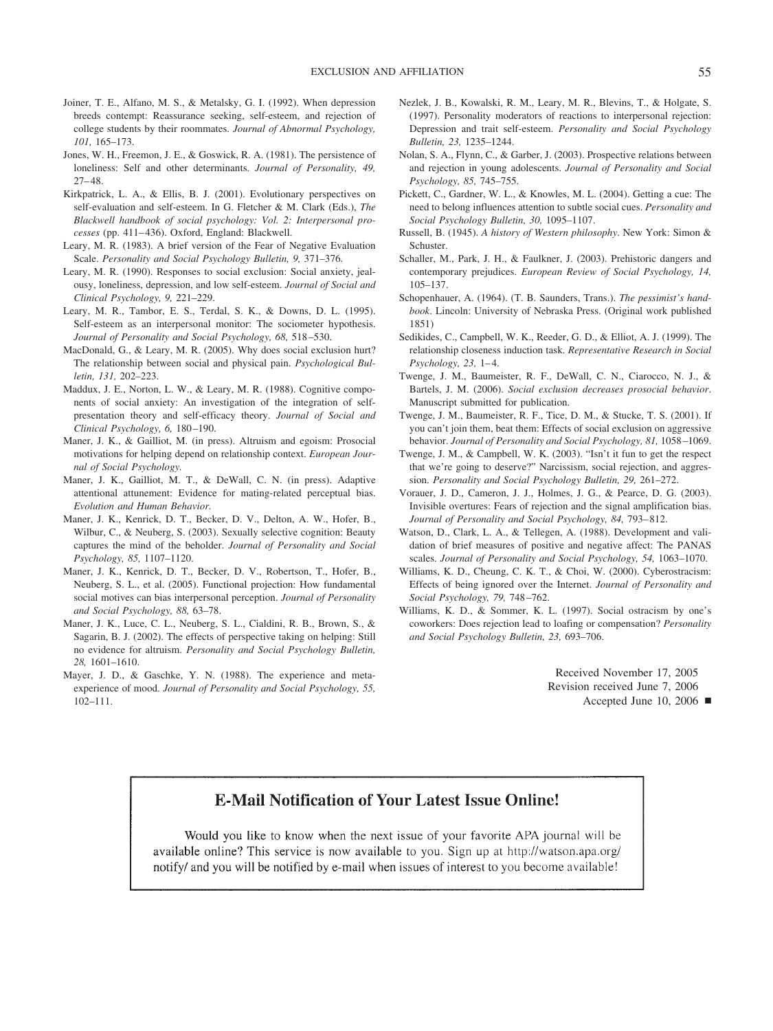Joiner, T. E., Alfano, M. S., & Metalsky, G. I. (1992). When depression breeds contempt: Reassurance seeking, self-esteem, and rejection of college students by their roommates. *Journal of Abnormal Psychology, 101,* 165–173.

Jones, W. H., Freemon, J. E., & Goswick, R. A. (1981). The persistence of loneliness: Self and other determinants. *Journal of Personality, 49,* 27–48.

Kirkpatrick, L. A., & Ellis, B. J. (2001). Evolutionary perspectives on self-evaluation and self-esteem. In G. Fletcher & M. Clark (Eds.), *The Blackwell handbook of social psychology: Vol. 2: Interpersonal processes* (pp. 411–436). Oxford, England: Blackwell.

Leary, M. R. (1983). A brief version of the Fear of Negative Evaluation Scale. *Personality and Social Psychology Bulletin, 9,* 371–376.

Leary, M. R. (1990). Responses to social exclusion: Social anxiety, jealousy, loneliness, depression, and low self-esteem. *Journal of Social and Clinical Psychology, 9,* 221–229.

Leary, M. R., Tambor, E. S., Terdal, S. K., & Downs, D. L. (1995). Self-esteem as an interpersonal monitor: The sociometer hypothesis. *Journal of Personality and Social Psychology, 68,* 518–530.

MacDonald, G., & Leary, M. R. (2005). Why does social exclusion hurt? The relationship between social and physical pain. *Psychological Bulletin, 131,* 202–223.

Maddux, J. E., Norton, L. W., & Leary, M. R. (1988). Cognitive components of social anxiety: An investigation of the integration of self-presentation theory and self-efficacy theory. *Journal of Social and Clinical Psychology, 6,* 180–190.

Maner, J. K., & Gailliot, M. (in press). Altruism and egoism: Prosocial motivations for helping depend on relationship context. *European Journal of Social Psychology.*

Maner, J. K., Gailliot, M. T., & DeWall, C. N. (in press). Adaptive attentional attunement: Evidence for mating-related perceptual bias. *Evolution and Human Behavior.*

Maner, J. K., Kenrick, D. T., Becker, D. V., Delton, A. W., Hofer, B., Wilbur, C., & Neuberg, S. (2003). Sexually selective cognition: Beauty captures the mind of the beholder. *Journal of Personality and Social Psychology, 85,* 1107–1120.

Maner, J. K., Kenrick, D. T., Becker, D. V., Robertson, T., Hofer, B., Neuberg, S. L., et al. (2005). Functional projection: How fundamental social motives can bias interpersonal perception. *Journal of Personality and Social Psychology, 88,* 63–78.

Maner, J. K., Luce, C. L., Neuberg, S. L., Cialdini, R. B., Brown, S., & Sagarin, B. J. (2002). The effects of perspective taking on helping: Still no evidence for altruism. *Personality and Social Psychology Bulletin, 28,* 1601–1610.

Mayer, J. D., & Gaschke, Y. N. (1988). The experience and meta-experience of mood. *Journal of Personality and Social Psychology, 55,* 102–111.

Nezlek, J. B., Kowalski, R. M., Leary, M. R., Blevins, T., & Holgate, S. (1997). Personality moderators of reactions to interpersonal rejection: Depression and trait self-esteem. *Personality and Social Psychology Bulletin, 23,* 1235–1244.

Nolan, S. A., Flynn, C., & Garber, J. (2003). Prospective relations between and rejection in young adolescents. *Journal of Personality and Social Psychology, 85,* 745–755.

Pickett, C., Gardner, W. L., & Knowles, M. L. (2004). Getting a cue: The need to belong influences attention to subtle social cues. *Personality and Social Psychology Bulletin, 30,* 1095–1107.

Russell, B. (1945). *A history of Western philosophy*. New York: Simon & Schuster.

Schaller, M., Park, J. H., & Faulkner, J. (2003). Prehistoric dangers and contemporary prejudices. *European Review of Social Psychology, 14,* 105–137.

Schopenhauer, A. (1964). (T. B. Saunders, Trans.). *The pessimist's handbook*. Lincoln: University of Nebraska Press. (Original work published 1851)

Sedikides, C., Campbell, W. K., Reeder, G. D., & Elliot, A. J. (1999). The relationship closeness induction task. *Representative Research in Social Psychology, 23,* 1–4.

Twenge, J. M., Baumeister, R. F., DeWall, C. N., Ciarocco, N. J., & Bartels, J. M. (2006). *Social exclusion decreases prosocial behavior*. Manuscript submitted for publication.

Twenge, J. M., Baumeister, R. F., Tice, D. M., & Stucke, T. S. (2001). If you can't join them, beat them: Effects of social exclusion on aggressive behavior. *Journal of Personality and Social Psychology, 81,* 1058–1069.

Twenge, J. M., & Campbell, W. K. (2003). "Isn't it fun to get the respect that we're going to deserve?" Narcissism, social rejection, and aggression. *Personality and Social Psychology Bulletin, 29,* 261–272.

Vorauer, J. D., Cameron, J. J., Holmes, J. G., & Pearce, D. G. (2003). Invisible overtures: Fears of rejection and the signal amplification bias. *Journal of Personality and Social Psychology, 84,* 793–812.

Watson, D., Clark, L. A., & Tellegen, A. (1988). Development and validation of brief measures of positive and negative affect: The PANAS scales. *Journal of Personality and Social Psychology, 54,* 1063–1070.

Williams, K. D., Cheung, C. K. T., & Choi, W. (2000). Cyberostracism: Effects of being ignored over the Internet. *Journal of Personality and Social Psychology, 79,* 748–762.

Williams, K. D., & Sommer, K. L. (1997). Social ostracism by one's coworkers: Does rejection lead to loafing or compensation? *Personality and Social Psychology Bulletin, 23,* 693–706.

Received November 17, 2005
Revision received June 7, 2006
Accepted June 10, 2006 ■

## E-Mail Notification of Your Latest Issue Online!

Would you like to know when the next issue of your favorite APA journal will be available online? This service is now available to you. Sign up at http://watson.apa.org/notify/ and you will be notified by e-mail when issues of interest to you become available!